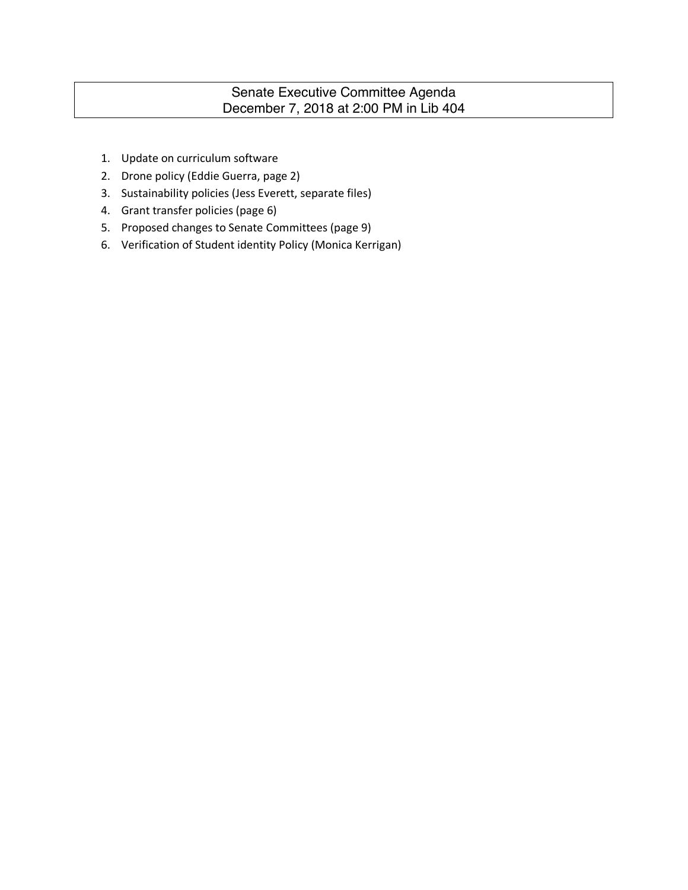# Senate Executive Committee Agenda
## December 7, 2018 at 2:00 PM in Lib 404

1. Update on curriculum software
2. Drone policy (Eddie Guerra, page 2)
3. Sustainability policies (Jess Everett, separate files)
4. Grant transfer policies (page 6)
5. Proposed changes to Senate Committees (page 9)
6. Verification of Student identity Policy (Monica Kerrigan)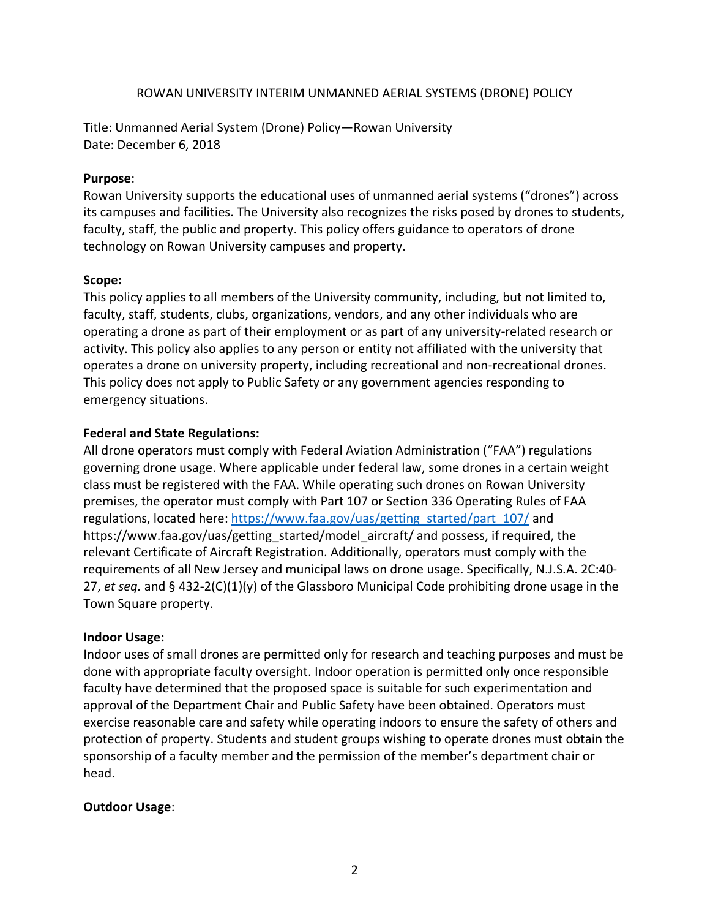ROWAN UNIVERSITY INTERIM UNMANNED AERIAL SYSTEMS (DRONE) POLICY

Title: Unmanned Aerial System (Drone) Policy—Rowan University
Date: December 6, 2018

**Purpose**:
Rowan University supports the educational uses of unmanned aerial systems ("drones") across its campuses and facilities. The University also recognizes the risks posed by drones to students, faculty, staff, the public and property. This policy offers guidance to operators of drone technology on Rowan University campuses and property.

**Scope:**
This policy applies to all members of the University community, including, but not limited to, faculty, staff, students, clubs, organizations, vendors, and any other individuals who are operating a drone as part of their employment or as part of any university-related research or activity. This policy also applies to any person or entity not affiliated with the university that operates a drone on university property, including recreational and non-recreational drones. This policy does not apply to Public Safety or any government agencies responding to emergency situations.

**Federal and State Regulations:**
All drone operators must comply with Federal Aviation Administration ("FAA") regulations governing drone usage. Where applicable under federal law, some drones in a certain weight class must be registered with the FAA. While operating such drones on Rowan University premises, the operator must comply with Part 107 or Section 336 Operating Rules of FAA regulations, located here: [https://www.faa.gov/uas/getting_started/part_107/](https://www.faa.gov/uas/getting_started/part_107/) and https://www.faa.gov/uas/getting_started/model_aircraft/ and possess, if required, the relevant Certificate of Aircraft Registration. Additionally, operators must comply with the requirements of all New Jersey and municipal laws on drone usage. Specifically, N.J.S.A. 2C:40-27, *et seq.* and § 432-2(C)(1)(y) of the Glassboro Municipal Code prohibiting drone usage in the Town Square property.

**Indoor Usage:**
Indoor uses of small drones are permitted only for research and teaching purposes and must be done with appropriate faculty oversight. Indoor operation is permitted only once responsible faculty have determined that the proposed space is suitable for such experimentation and approval of the Department Chair and Public Safety have been obtained. Operators must exercise reasonable care and safety while operating indoors to ensure the safety of others and protection of property. Students and student groups wishing to operate drones must obtain the sponsorship of a faculty member and the permission of the member's department chair or head.

**Outdoor Usage**: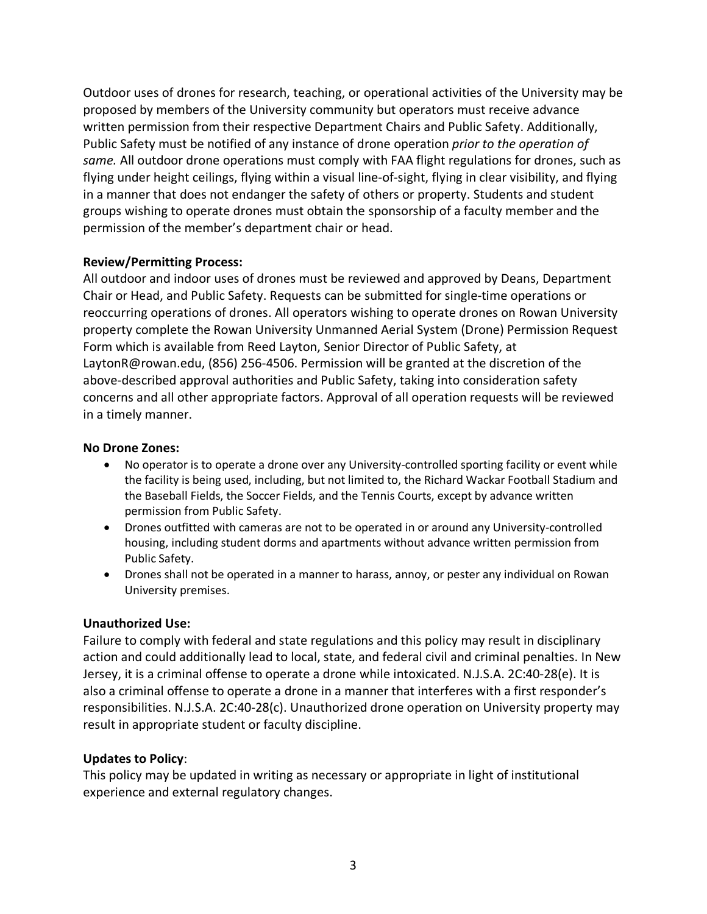Outdoor uses of drones for research, teaching, or operational activities of the University may be proposed by members of the University community but operators must receive advance written permission from their respective Department Chairs and Public Safety. Additionally, Public Safety must be notified of any instance of drone operation *prior to the operation of same.* All outdoor drone operations must comply with FAA flight regulations for drones, such as flying under height ceilings, flying within a visual line-of-sight, flying in clear visibility, and flying in a manner that does not endanger the safety of others or property. Students and student groups wishing to operate drones must obtain the sponsorship of a faculty member and the permission of the member's department chair or head.

**Review/Permitting Process:**

All outdoor and indoor uses of drones must be reviewed and approved by Deans, Department Chair or Head, and Public Safety. Requests can be submitted for single-time operations or reoccurring operations of drones. All operators wishing to operate drones on Rowan University property complete the Rowan University Unmanned Aerial System (Drone) Permission Request Form which is available from Reed Layton, Senior Director of Public Safety, at LaytonR@rowan.edu, (856) 256-4506. Permission will be granted at the discretion of the above-described approval authorities and Public Safety, taking into consideration safety concerns and all other appropriate factors. Approval of all operation requests will be reviewed in a timely manner.

**No Drone Zones:**

- No operator is to operate a drone over any University-controlled sporting facility or event while the facility is being used, including, but not limited to, the Richard Wackar Football Stadium and the Baseball Fields, the Soccer Fields, and the Tennis Courts, except by advance written permission from Public Safety.
- Drones outfitted with cameras are not to be operated in or around any University-controlled housing, including student dorms and apartments without advance written permission from Public Safety.
- Drones shall not be operated in a manner to harass, annoy, or pester any individual on Rowan University premises.

**Unauthorized Use:**

Failure to comply with federal and state regulations and this policy may result in disciplinary action and could additionally lead to local, state, and federal civil and criminal penalties. In New Jersey, it is a criminal offense to operate a drone while intoxicated. N.J.S.A. 2C:40-28(e). It is also a criminal offense to operate a drone in a manner that interferes with a first responder's responsibilities. N.J.S.A. 2C:40-28(c). Unauthorized drone operation on University property may result in appropriate student or faculty discipline.

**Updates to Policy**:

This policy may be updated in writing as necessary or appropriate in light of institutional experience and external regulatory changes.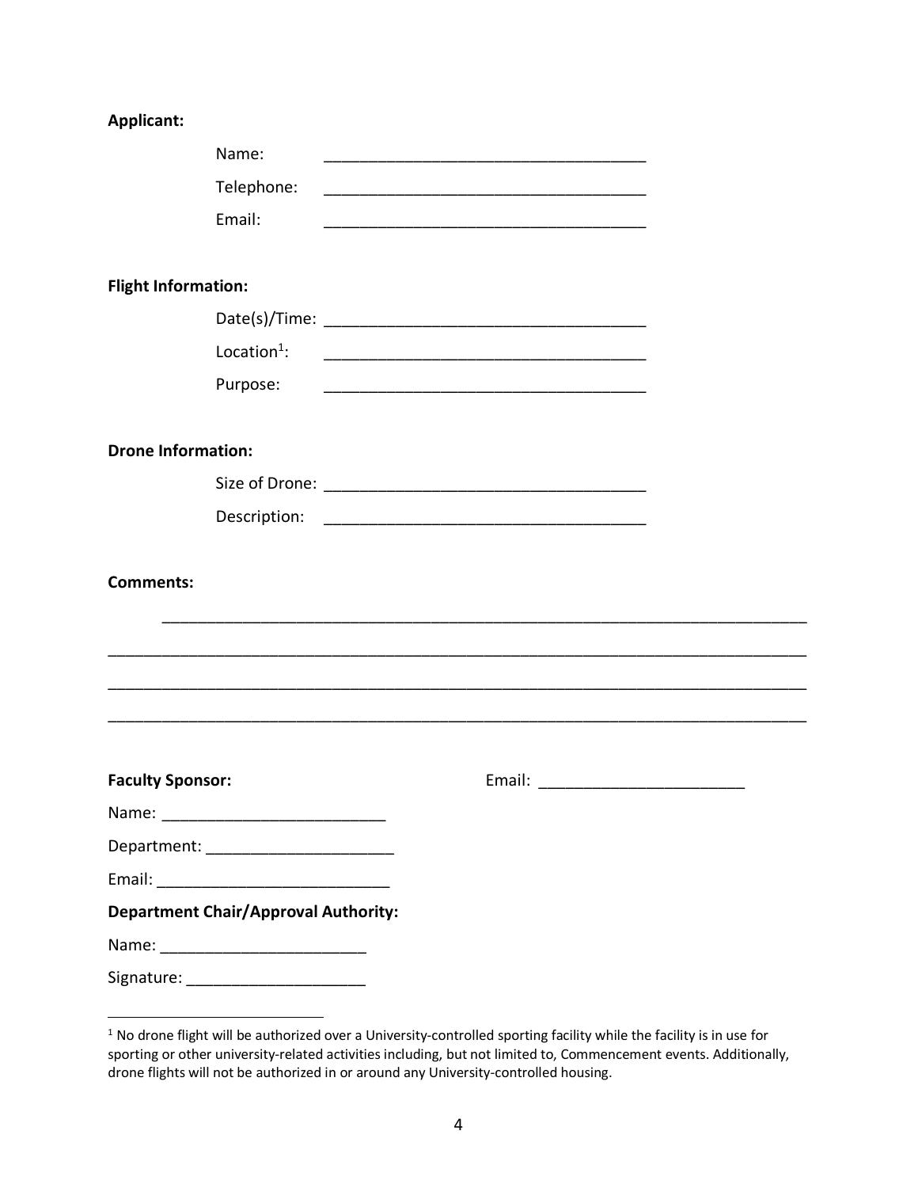**Applicant:**

Name: ____________________________________

Telephone: ____________________________________

Email: ____________________________________

**Flight Information:**

Date(s)/Time: ____________________________________

Location[1]: ____________________________________

Purpose: ____________________________________

**Drone Information:**

Size of Drone: ____________________________________

Description: ____________________________________

**Comments:**

________________________________________________________________________

____________________________________________________________________________

____________________________________________________________________________

____________________________________________________________________________

**Faculty Sponsor:**

Email: _______________________

Name: _________________________

Department: _____________________

Email: __________________________

**Department Chair/Approval Authority:**

Name: _______________________

Signature: ___________________

[1] No drone flight will be authorized over a University-controlled sporting facility while the facility is in use for sporting or other university-related activities including, but not limited to, Commencement events. Additionally, drone flights will not be authorized in or around any University-controlled housing.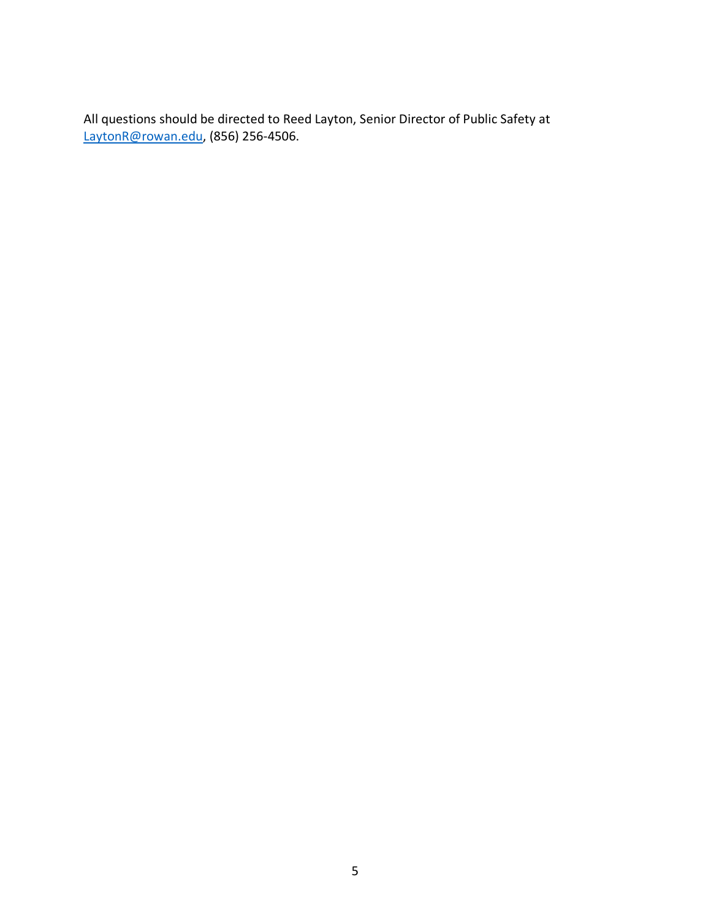All questions should be directed to Reed Layton, Senior Director of Public Safety at [LaytonR@rowan.edu](mailto:LaytonR@rowan.edu), (856) 256-4506.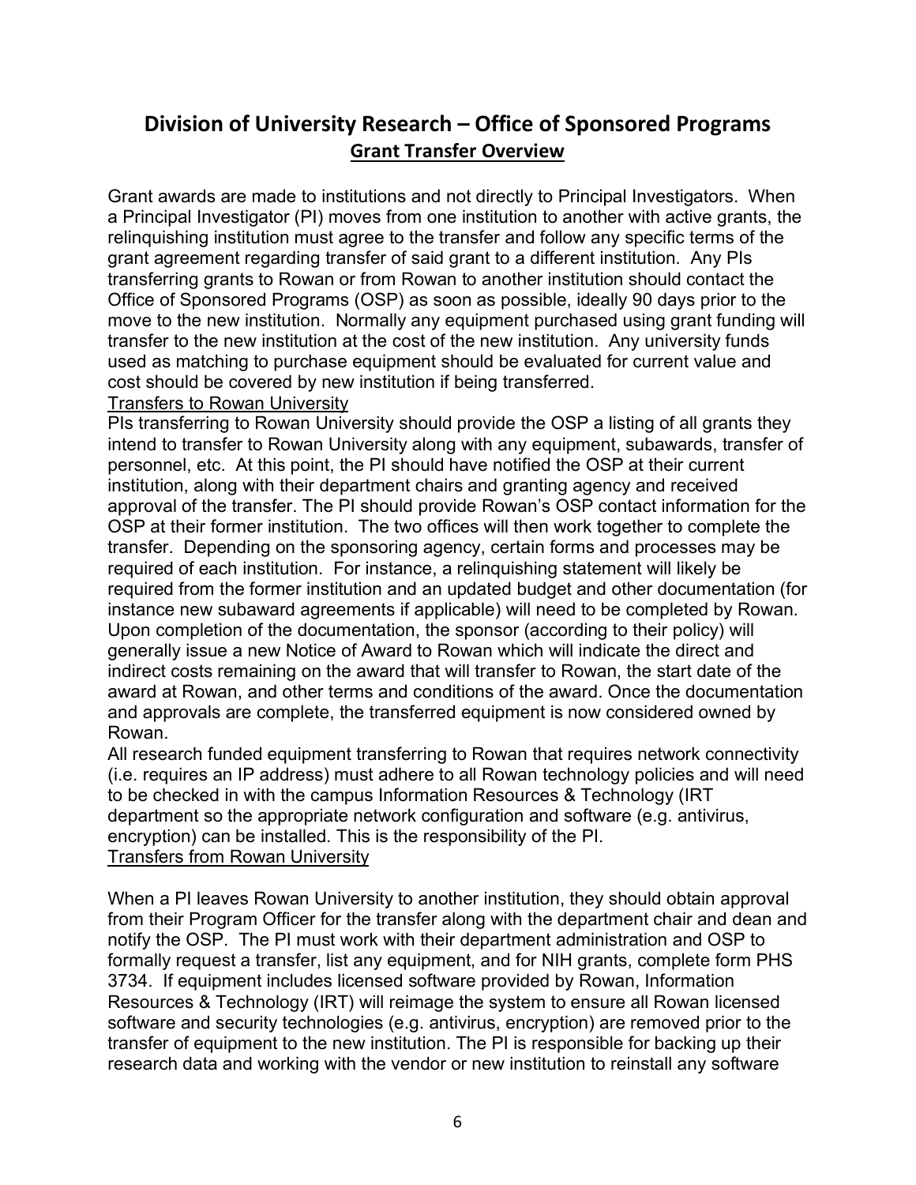# Division of University Research – Office of Sponsored Programs

## Grant Transfer Overview

Grant awards are made to institutions and not directly to Principal Investigators. When a Principal Investigator (PI) moves from one institution to another with active grants, the relinquishing institution must agree to the transfer and follow any specific terms of the grant agreement regarding transfer of said grant to a different institution. Any PIs transferring grants to Rowan or from Rowan to another institution should contact the Office of Sponsored Programs (OSP) as soon as possible, ideally 90 days prior to the move to the new institution. Normally any equipment purchased using grant funding will transfer to the new institution at the cost of the new institution. Any university funds used as matching to purchase equipment should be evaluated for current value and cost should be covered by new institution if being transferred.

Transfers to Rowan University

PIs transferring to Rowan University should provide the OSP a listing of all grants they intend to transfer to Rowan University along with any equipment, subawards, transfer of personnel, etc. At this point, the PI should have notified the OSP at their current institution, along with their department chairs and granting agency and received approval of the transfer. The PI should provide Rowan's OSP contact information for the OSP at their former institution. The two offices will then work together to complete the transfer. Depending on the sponsoring agency, certain forms and processes may be required of each institution. For instance, a relinquishing statement will likely be required from the former institution and an updated budget and other documentation (for instance new subaward agreements if applicable) will need to be completed by Rowan. Upon completion of the documentation, the sponsor (according to their policy) will generally issue a new Notice of Award to Rowan which will indicate the direct and indirect costs remaining on the award that will transfer to Rowan, the start date of the award at Rowan, and other terms and conditions of the award. Once the documentation and approvals are complete, the transferred equipment is now considered owned by Rowan.

All research funded equipment transferring to Rowan that requires network connectivity (i.e. requires an IP address) must adhere to all Rowan technology policies and will need to be checked in with the campus Information Resources & Technology (IRT department so the appropriate network configuration and software (e.g. antivirus, encryption) can be installed. This is the responsibility of the PI.

Transfers from Rowan University

When a PI leaves Rowan University to another institution, they should obtain approval from their Program Officer for the transfer along with the department chair and dean and notify the OSP. The PI must work with their department administration and OSP to formally request a transfer, list any equipment, and for NIH grants, complete form PHS 3734. If equipment includes licensed software provided by Rowan, Information Resources & Technology (IRT) will reimage the system to ensure all Rowan licensed software and security technologies (e.g. antivirus, encryption) are removed prior to the transfer of equipment to the new institution. The PI is responsible for backing up their research data and working with the vendor or new institution to reinstall any software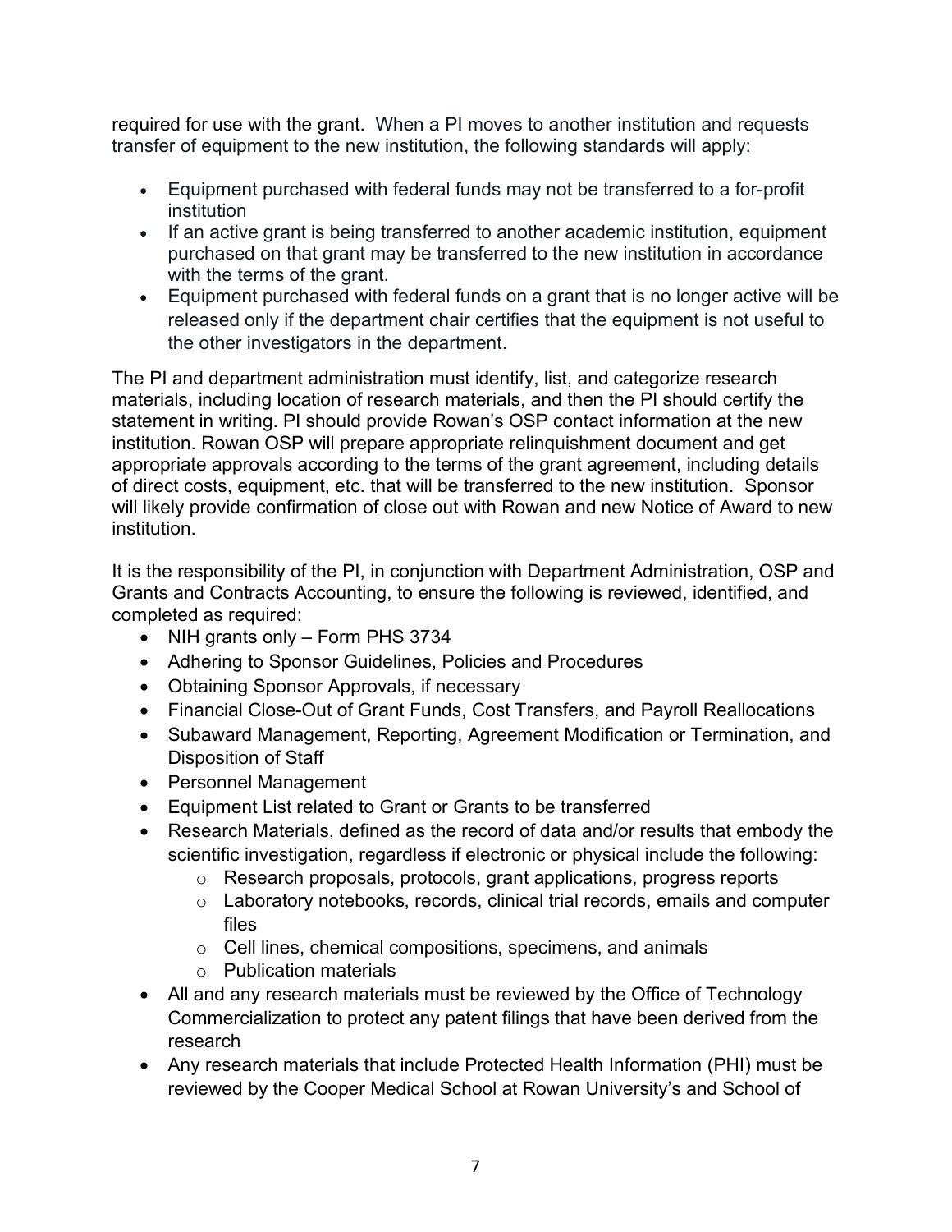required for use with the grant. When a PI moves to another institution and requests transfer of equipment to the new institution, the following standards will apply:

- Equipment purchased with federal funds may not be transferred to a for-profit institution
- If an active grant is being transferred to another academic institution, equipment purchased on that grant may be transferred to the new institution in accordance with the terms of the grant.
- Equipment purchased with federal funds on a grant that is no longer active will be released only if the department chair certifies that the equipment is not useful to the other investigators in the department.

The PI and department administration must identify, list, and categorize research materials, including location of research materials, and then the PI should certify the statement in writing. PI should provide Rowan's OSP contact information at the new institution. Rowan OSP will prepare appropriate relinquishment document and get appropriate approvals according to the terms of the grant agreement, including details of direct costs, equipment, etc. that will be transferred to the new institution. Sponsor will likely provide confirmation of close out with Rowan and new Notice of Award to new institution.

It is the responsibility of the PI, in conjunction with Department Administration, OSP and Grants and Contracts Accounting, to ensure the following is reviewed, identified, and completed as required:

- NIH grants only – Form PHS 3734
- Adhering to Sponsor Guidelines, Policies and Procedures
- Obtaining Sponsor Approvals, if necessary
- Financial Close-Out of Grant Funds, Cost Transfers, and Payroll Reallocations
- Subaward Management, Reporting, Agreement Modification or Termination, and Disposition of Staff
- Personnel Management
- Equipment List related to Grant or Grants to be transferred
- Research Materials, defined as the record of data and/or results that embody the scientific investigation, regardless if electronic or physical include the following:
  - Research proposals, protocols, grant applications, progress reports
  - Laboratory notebooks, records, clinical trial records, emails and computer files
  - Cell lines, chemical compositions, specimens, and animals
  - Publication materials
- All and any research materials must be reviewed by the Office of Technology Commercialization to protect any patent filings that have been derived from the research
- Any research materials that include Protected Health Information (PHI) must be reviewed by the Cooper Medical School at Rowan University's and School of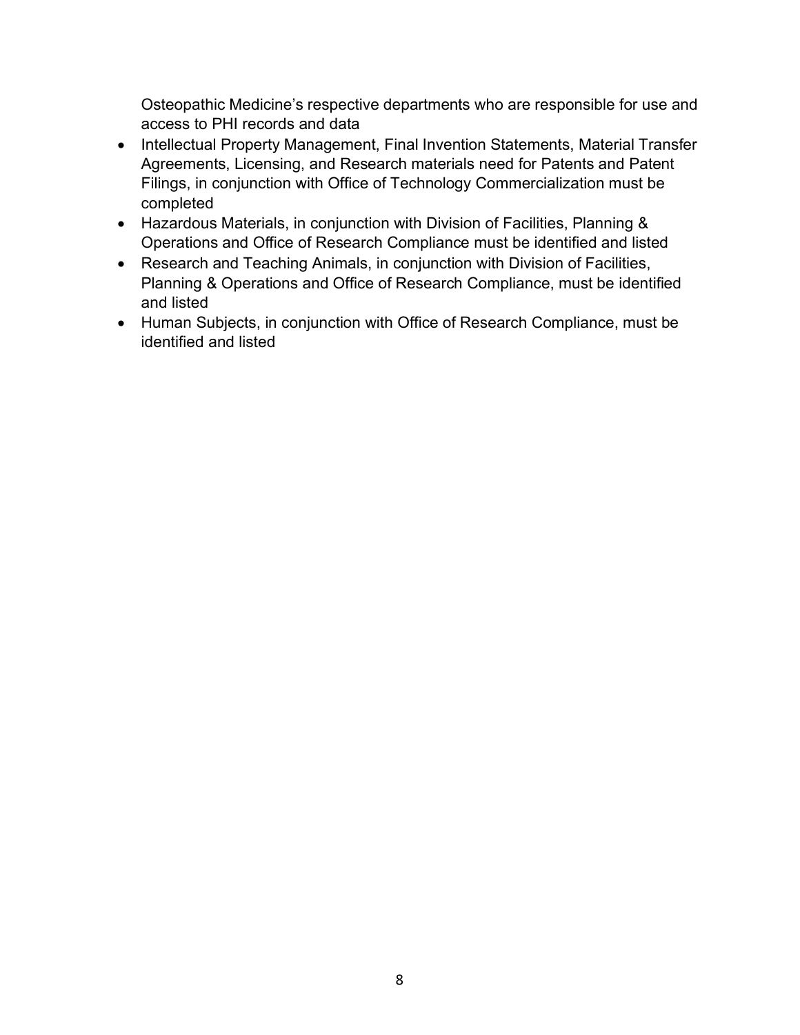Osteopathic Medicine's respective departments who are responsible for use and access to PHI records and data

- Intellectual Property Management, Final Invention Statements, Material Transfer Agreements, Licensing, and Research materials need for Patents and Patent Filings, in conjunction with Office of Technology Commercialization must be completed
- Hazardous Materials, in conjunction with Division of Facilities, Planning & Operations and Office of Research Compliance must be identified and listed
- Research and Teaching Animals, in conjunction with Division of Facilities, Planning & Operations and Office of Research Compliance, must be identified and listed
- Human Subjects, in conjunction with Office of Research Compliance, must be identified and listed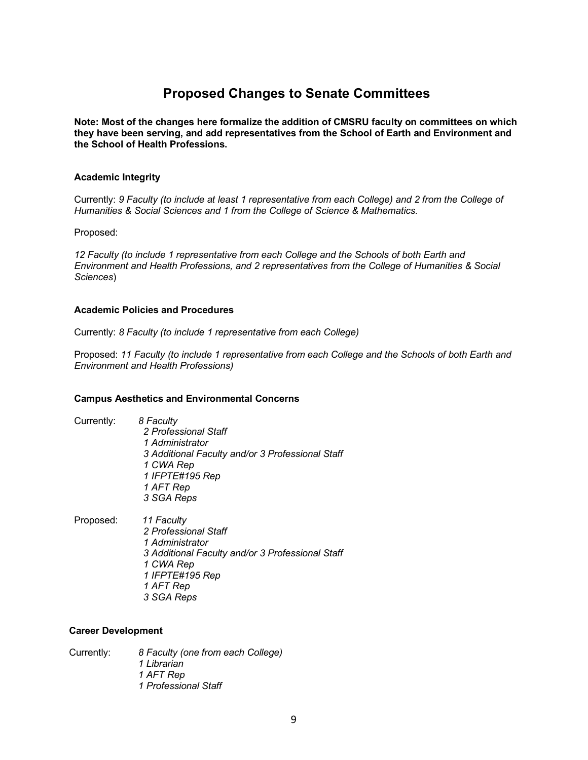# Proposed Changes to Senate Committees

**Note: Most of the changes here formalize the addition of CMSRU faculty on committees on which they have been serving, and add representatives from the School of Earth and Environment and the School of Health Professions.**

### Academic Integrity

Currently: *9 Faculty (to include at least 1 representative from each College) and 2 from the College of Humanities & Social Sciences and 1 from the College of Science & Mathematics.*

Proposed:

*12 Faculty (to include 1 representative from each College and the Schools of both Earth and Environment and Health Professions, and 2 representatives from the College of Humanities & Social Sciences*)

### Academic Policies and Procedures

Currently: *8 Faculty (to include 1 representative from each College)*

Proposed: *11 Faculty (to include 1 representative from each College and the Schools of both Earth and Environment and Health Professions)*

### Campus Aesthetics and Environmental Concerns

Currently:
*8 Faculty*
*2 Professional Staff*
*1 Administrator*
*3 Additional Faculty and/or 3 Professional Staff*
*1 CWA Rep*
*1 IFPTE#195 Rep*
*1 AFT Rep*
*3 SGA Reps*

Proposed:
*11 Faculty*
*2 Professional Staff*
*1 Administrator*
*3 Additional Faculty and/or 3 Professional Staff*
*1 CWA Rep*
*1 IFPTE#195 Rep*
*1 AFT Rep*
*3 SGA Reps*

### Career Development

Currently:
*8 Faculty (one from each College)*
*1 Librarian*
*1 AFT Rep*
*1 Professional Staff*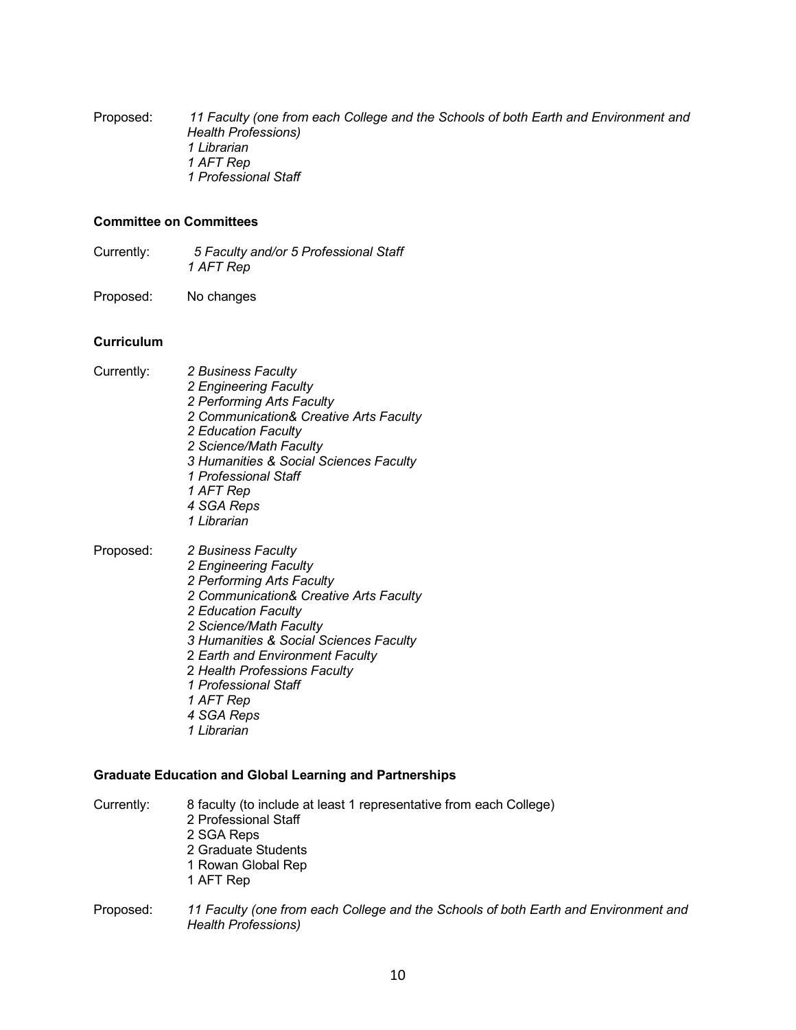Proposed: *11 Faculty (one from each College and the Schools of both Earth and Environment and Health Professions)*
*1 Librarian*
*1 AFT Rep*
*1 Professional Staff*

**Committee on Committees**

Currently: *5 Faculty and/or 5 Professional Staff*
*1 AFT Rep*

Proposed: No changes

**Curriculum**

Currently: *2 Business Faculty*
*2 Engineering Faculty*
*2 Performing Arts Faculty*
*2 Communication& Creative Arts Faculty*
*2 Education Faculty*
*2 Science/Math Faculty*
*3 Humanities & Social Sciences Faculty*
*1 Professional Staff*
*1 AFT Rep*
*4 SGA Reps*
*1 Librarian*

Proposed: *2 Business Faculty*
*2 Engineering Faculty*
*2 Performing Arts Faculty*
*2 Communication& Creative Arts Faculty*
*2 Education Faculty*
*2 Science/Math Faculty*
*3 Humanities & Social Sciences Faculty*
2 *Earth and Environment Faculty*
2 *Health Professions Faculty*
*1 Professional Staff*
*1 AFT Rep*
*4 SGA Reps*
*1 Librarian*

**Graduate Education and Global Learning and Partnerships**

Currently: 8 faculty (to include at least 1 representative from each College)
2 Professional Staff
2 SGA Reps
2 Graduate Students
1 Rowan Global Rep
1 AFT Rep

Proposed: *11 Faculty (one from each College and the Schools of both Earth and Environment and Health Professions)*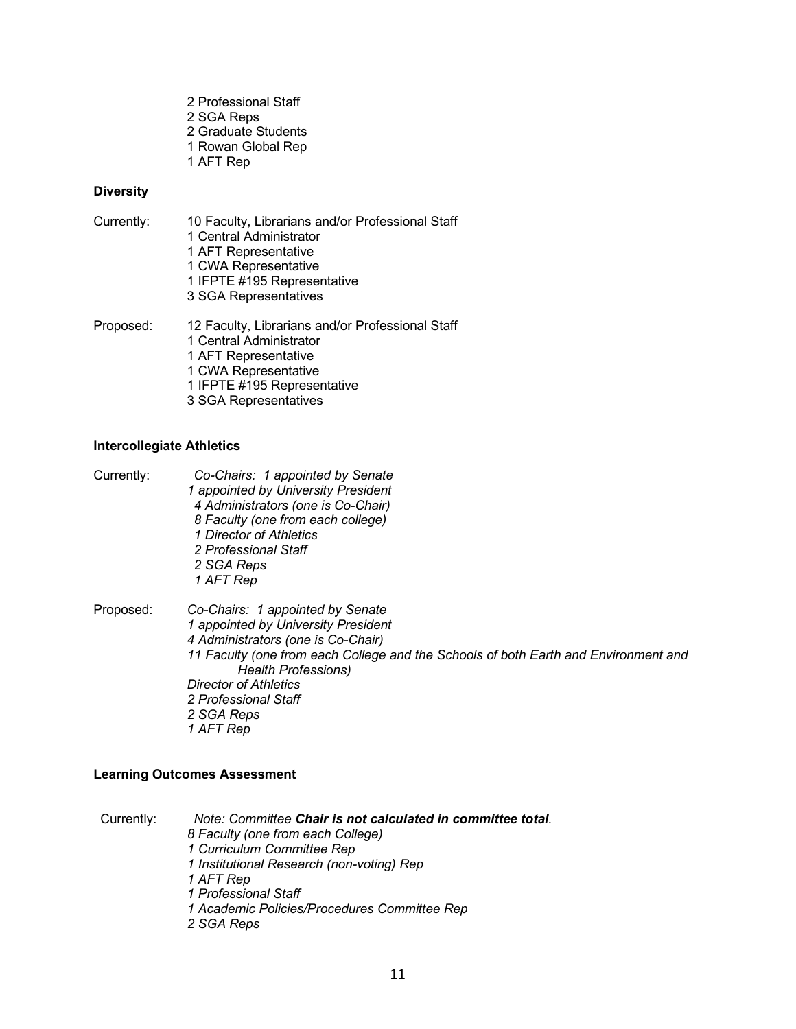2 Professional Staff
2 SGA Reps
2 Graduate Students
1 Rowan Global Rep
1 AFT Rep

**Diversity**

Currently:
10 Faculty, Librarians and/or Professional Staff
1 Central Administrator
1 AFT Representative
1 CWA Representative
1 IFPTE #195 Representative
3 SGA Representatives

Proposed:
12 Faculty, Librarians and/or Professional Staff
1 Central Administrator
1 AFT Representative
1 CWA Representative
1 IFPTE #195 Representative
3 SGA Representatives

**Intercollegiate Athletics**

Currently:
*Co-Chairs: 1 appointed by Senate*
*1 appointed by University President*
*4 Administrators (one is Co-Chair)*
*8 Faculty (one from each college)*
*1 Director of Athletics*
*2 Professional Staff*
*2 SGA Reps*
*1 AFT Rep*

Proposed:
*Co-Chairs: 1 appointed by Senate*
*1 appointed by University President*
*4 Administrators (one is Co-Chair)*
*11 Faculty (one from each College and the Schools of both Earth and Environment and Health Professions)*
*Director of Athletics*
*2 Professional Staff*
*2 SGA Reps*
*1 AFT Rep*

**Learning Outcomes Assessment**

Currently:
*Note: Committee **Chair is not calculated in committee total**.*
*8 Faculty (one from each College)*
*1 Curriculum Committee Rep*
*1 Institutional Research (non-voting) Rep*
*1 AFT Rep*
*1 Professional Staff*
*1 Academic Policies/Procedures Committee Rep*
*2 SGA Reps*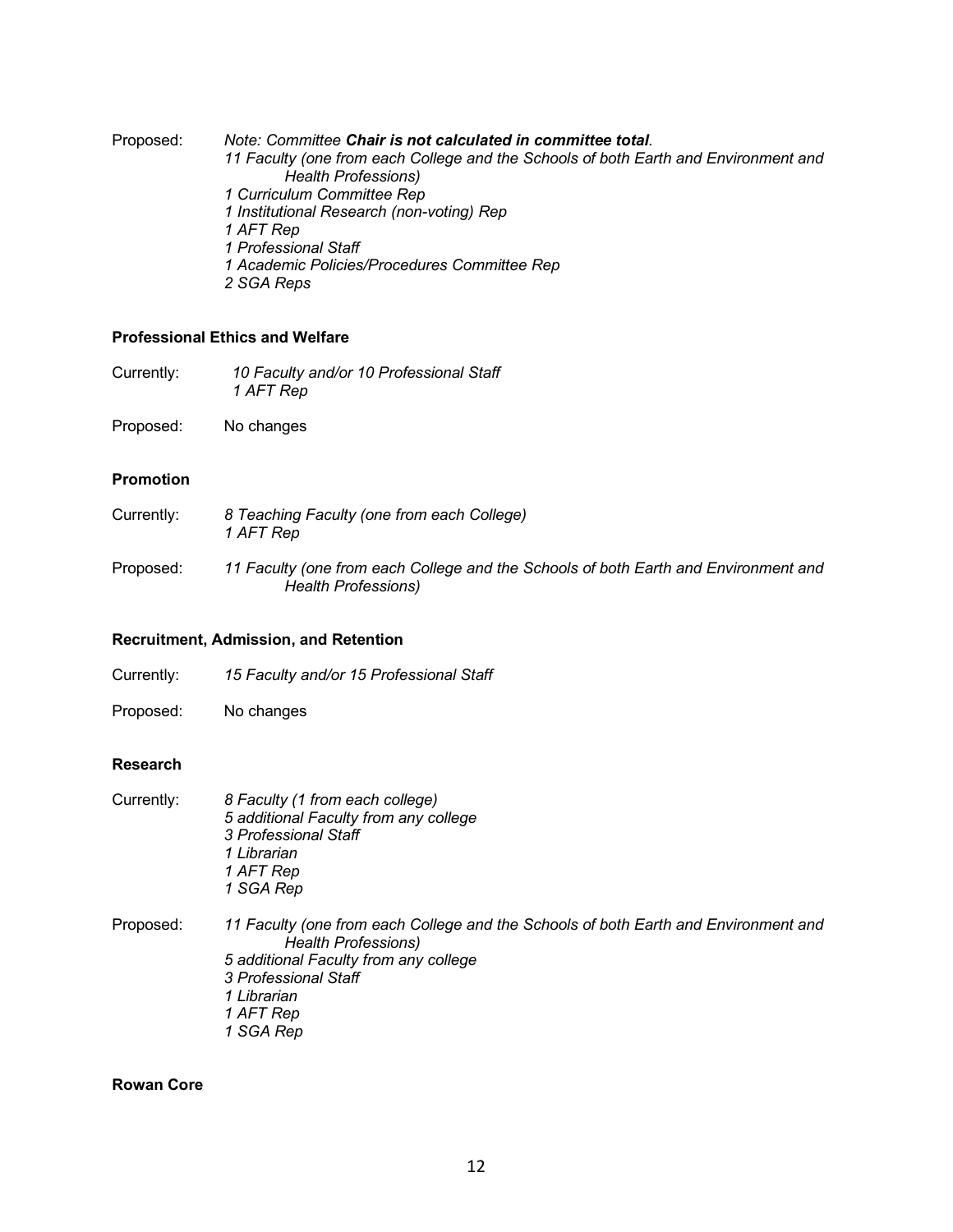Proposed: *Note: Committee **Chair is not calculated in committee total**.*
*11 Faculty (one from each College and the Schools of both Earth and Environment and Health Professions)*
*1 Curriculum Committee Rep*
*1 Institutional Research (non-voting) Rep*
*1 AFT Rep*
*1 Professional Staff*
*1 Academic Policies/Procedures Committee Rep*
*2 SGA Reps*

**Professional Ethics and Welfare**

Currently: *10 Faculty and/or 10 Professional Staff*
*1 AFT Rep*

Proposed: No changes

**Promotion**

Currently: *8 Teaching Faculty (one from each College)*
*1 AFT Rep*

Proposed: *11 Faculty (one from each College and the Schools of both Earth and Environment and Health Professions)*

**Recruitment, Admission, and Retention**

Currently: *15 Faculty and/or 15 Professional Staff*

Proposed: No changes

**Research**

Currently: *8 Faculty (1 from each college)*
*5 additional Faculty from any college*
*3 Professional Staff*
*1 Librarian*
*1 AFT Rep*
*1 SGA Rep*

Proposed: *11 Faculty (one from each College and the Schools of both Earth and Environment and Health Professions)*
*5 additional Faculty from any college*
*3 Professional Staff*
*1 Librarian*
*1 AFT Rep*
*1 SGA Rep*

**Rowan Core**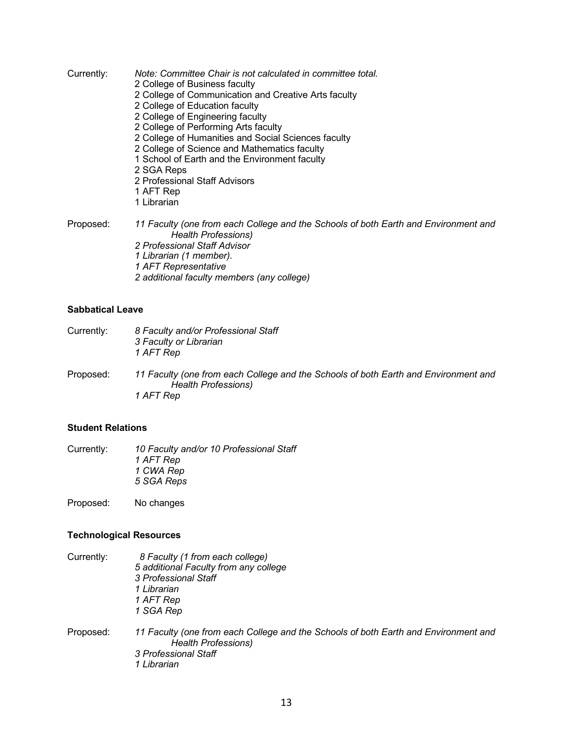Currently: *Note: Committee Chair is not calculated in committee total.*
2 College of Business faculty
2 College of Communication and Creative Arts faculty
2 College of Education faculty
2 College of Engineering faculty
2 College of Performing Arts faculty
2 College of Humanities and Social Sciences faculty
2 College of Science and Mathematics faculty
1 School of Earth and the Environment faculty
2 SGA Reps
2 Professional Staff Advisors
1 AFT Rep
1 Librarian

Proposed: *11 Faculty (one from each College and the Schools of both Earth and Environment and Health Professions)*
*2 Professional Staff Advisor*
*1 Librarian (1 member).*
*1 AFT Representative*
*2 additional faculty members (any college)*

**Sabbatical Leave**

Currently: *8 Faculty and/or Professional Staff*
*3 Faculty or Librarian*
*1 AFT Rep*

Proposed: *11 Faculty (one from each College and the Schools of both Earth and Environment and Health Professions)*
*1 AFT Rep*

**Student Relations**

Currently: *10 Faculty and/or 10 Professional Staff*
*1 AFT Rep*
*1 CWA Rep*
*5 SGA Reps*

Proposed: No changes

**Technological Resources**

Currently: *8 Faculty (1 from each college)*
*5 additional Faculty from any college*
*3 Professional Staff*
*1 Librarian*
*1 AFT Rep*
*1 SGA Rep*

Proposed: *11 Faculty (one from each College and the Schools of both Earth and Environment and Health Professions)*
*3 Professional Staff*
*1 Librarian*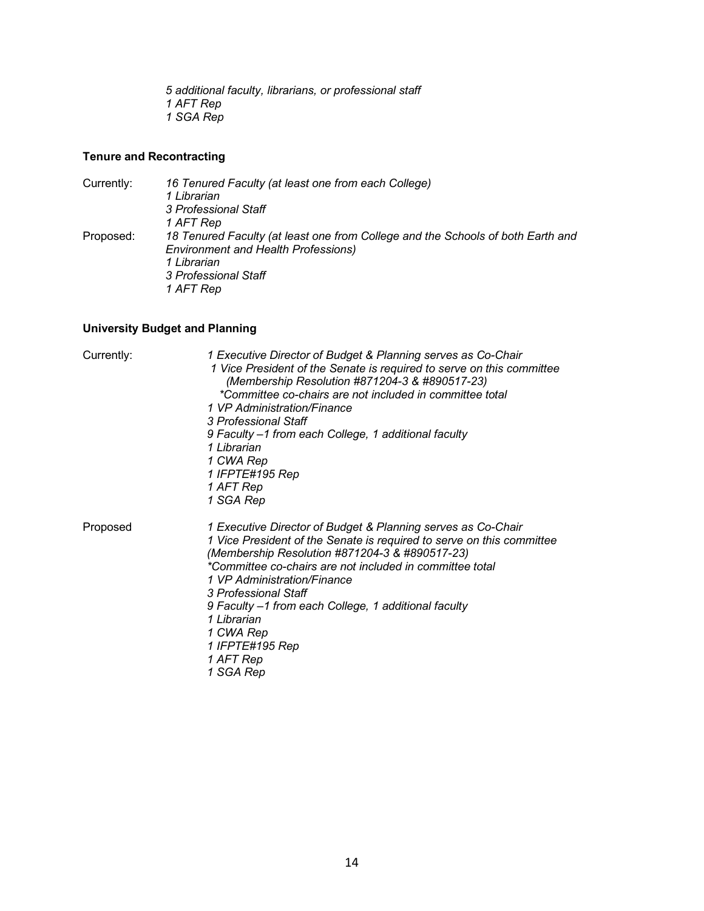*5 additional faculty, librarians, or professional staff*
*1 AFT Rep*
*1 SGA Rep*

**Tenure and Recontracting**

Currently: *16 Tenured Faculty (at least one from each College)*
*1 Librarian*
*3 Professional Staff*
*1 AFT Rep*

Proposed: *18 Tenured Faculty (at least one from College and the Schools of both Earth and Environment and Health Professions)*
*1 Librarian*
*3 Professional Staff*
*1 AFT Rep*

**University Budget and Planning**

Currently: *1 Executive Director of Budget & Planning serves as Co-Chair*
*1 Vice President of the Senate is required to serve on this committee (Membership Resolution #871204-3 & #890517-23)*
**Committee co-chairs are not included in committee total*
*1 VP Administration/Finance*
*3 Professional Staff*
*9 Faculty –1 from each College, 1 additional faculty*
*1 Librarian*
*1 CWA Rep*
*1 IFPTE#195 Rep*
*1 AFT Rep*
*1 SGA Rep*

Proposed *1 Executive Director of Budget & Planning serves as Co-Chair*
*1 Vice President of the Senate is required to serve on this committee (Membership Resolution #871204-3 & #890517-23)*
**Committee co-chairs are not included in committee total*
*1 VP Administration/Finance*
*3 Professional Staff*
*9 Faculty –1 from each College, 1 additional faculty*
*1 Librarian*
*1 CWA Rep*
*1 IFPTE#195 Rep*
*1 AFT Rep*
*1 SGA Rep*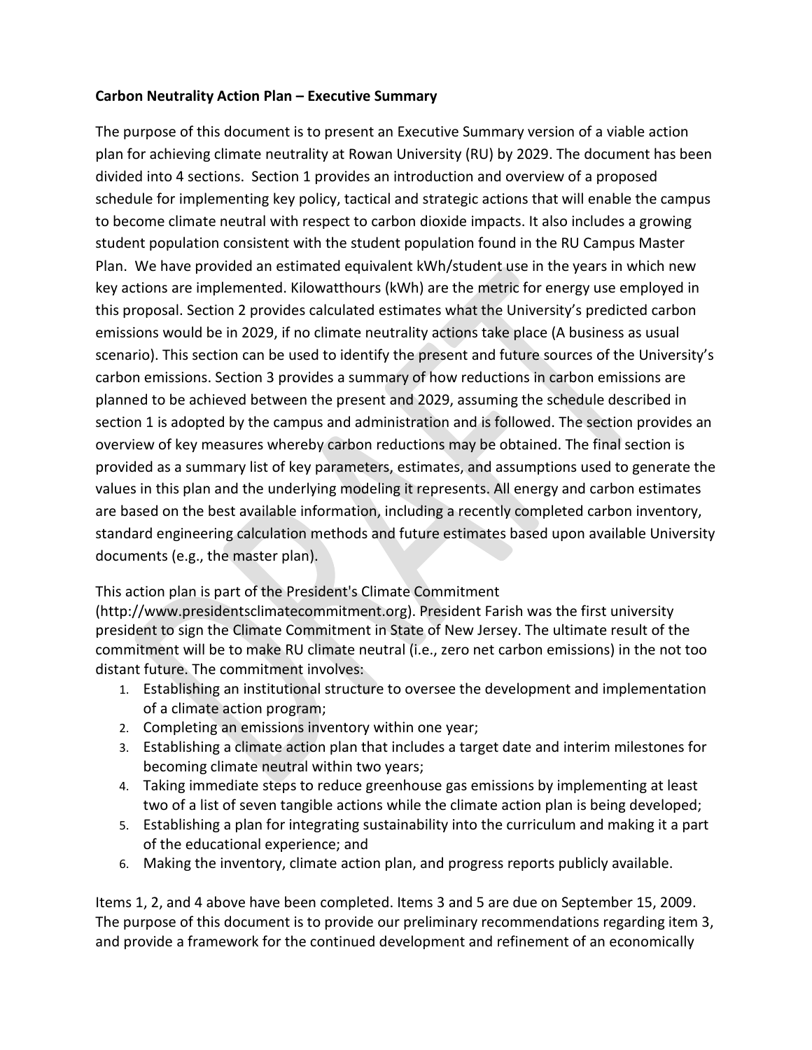**Carbon Neutrality Action Plan – Executive Summary**

The purpose of this document is to present an Executive Summary version of a viable action plan for achieving climate neutrality at Rowan University (RU) by 2029. The document has been divided into 4 sections. Section 1 provides an introduction and overview of a proposed schedule for implementing key policy, tactical and strategic actions that will enable the campus to become climate neutral with respect to carbon dioxide impacts. It also includes a growing student population consistent with the student population found in the RU Campus Master Plan. We have provided an estimated equivalent kWh/student use in the years in which new key actions are implemented. Kilowatthours (kWh) are the metric for energy use employed in this proposal. Section 2 provides calculated estimates what the University's predicted carbon emissions would be in 2029, if no climate neutrality actions take place (A business as usual scenario). This section can be used to identify the present and future sources of the University's carbon emissions. Section 3 provides a summary of how reductions in carbon emissions are planned to be achieved between the present and 2029, assuming the schedule described in section 1 is adopted by the campus and administration and is followed. The section provides an overview of key measures whereby carbon reductions may be obtained. The final section is provided as a summary list of key parameters, estimates, and assumptions used to generate the values in this plan and the underlying modeling it represents. All energy and carbon estimates are based on the best available information, including a recently completed carbon inventory, standard engineering calculation methods and future estimates based upon available University documents (e.g., the master plan).

This action plan is part of the President's Climate Commitment (http://www.presidentsclimatecommitment.org). President Farish was the first university president to sign the Climate Commitment in State of New Jersey. The ultimate result of the commitment will be to make RU climate neutral (i.e., zero net carbon emissions) in the not too distant future. The commitment involves:

1. Establishing an institutional structure to oversee the development and implementation of a climate action program;
2. Completing an emissions inventory within one year;
3. Establishing a climate action plan that includes a target date and interim milestones for becoming climate neutral within two years;
4. Taking immediate steps to reduce greenhouse gas emissions by implementing at least two of a list of seven tangible actions while the climate action plan is being developed;
5. Establishing a plan for integrating sustainability into the curriculum and making it a part of the educational experience; and
6. Making the inventory, climate action plan, and progress reports publicly available.

Items 1, 2, and 4 above have been completed. Items 3 and 5 are due on September 15, 2009. The purpose of this document is to provide our preliminary recommendations regarding item 3, and provide a framework for the continued development and refinement of an economically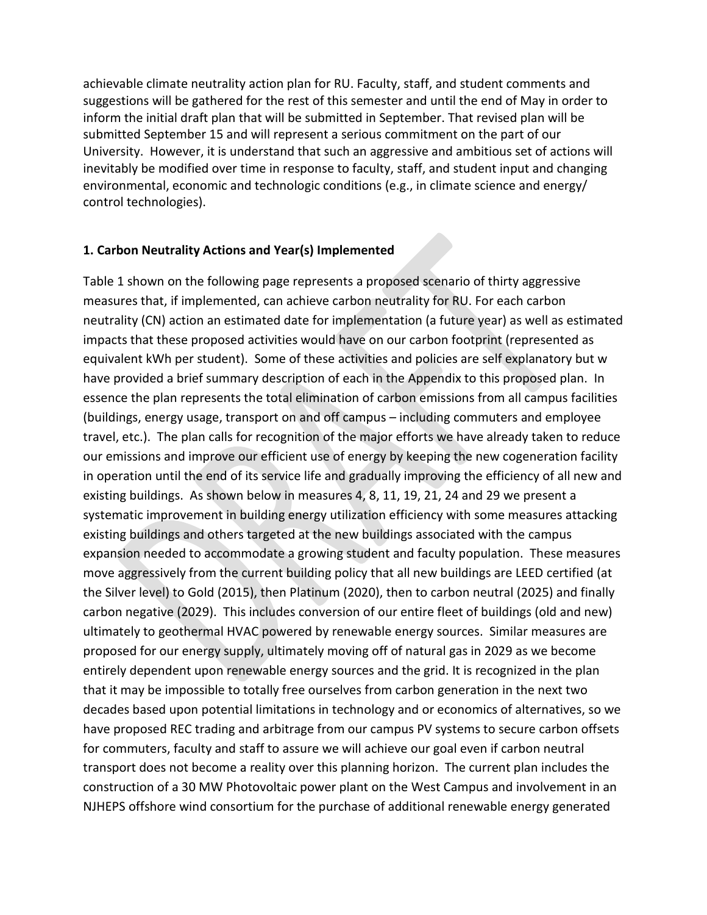achievable climate neutrality action plan for RU. Faculty, staff, and student comments and suggestions will be gathered for the rest of this semester and until the end of May in order to inform the initial draft plan that will be submitted in September. That revised plan will be submitted September 15 and will represent a serious commitment on the part of our University. However, it is understand that such an aggressive and ambitious set of actions will inevitably be modified over time in response to faculty, staff, and student input and changing environmental, economic and technologic conditions (e.g., in climate science and energy/ control technologies).

**1. Carbon Neutrality Actions and Year(s) Implemented**

Table 1 shown on the following page represents a proposed scenario of thirty aggressive measures that, if implemented, can achieve carbon neutrality for RU. For each carbon neutrality (CN) action an estimated date for implementation (a future year) as well as estimated impacts that these proposed activities would have on our carbon footprint (represented as equivalent kWh per student). Some of these activities and policies are self explanatory but w have provided a brief summary description of each in the Appendix to this proposed plan. In essence the plan represents the total elimination of carbon emissions from all campus facilities (buildings, energy usage, transport on and off campus – including commuters and employee travel, etc.). The plan calls for recognition of the major efforts we have already taken to reduce our emissions and improve our efficient use of energy by keeping the new cogeneration facility in operation until the end of its service life and gradually improving the efficiency of all new and existing buildings. As shown below in measures 4, 8, 11, 19, 21, 24 and 29 we present a systematic improvement in building energy utilization efficiency with some measures attacking existing buildings and others targeted at the new buildings associated with the campus expansion needed to accommodate a growing student and faculty population. These measures move aggressively from the current building policy that all new buildings are LEED certified (at the Silver level) to Gold (2015), then Platinum (2020), then to carbon neutral (2025) and finally carbon negative (2029). This includes conversion of our entire fleet of buildings (old and new) ultimately to geothermal HVAC powered by renewable energy sources. Similar measures are proposed for our energy supply, ultimately moving off of natural gas in 2029 as we become entirely dependent upon renewable energy sources and the grid. It is recognized in the plan that it may be impossible to totally free ourselves from carbon generation in the next two decades based upon potential limitations in technology and or economics of alternatives, so we have proposed REC trading and arbitrage from our campus PV systems to secure carbon offsets for commuters, faculty and staff to assure we will achieve our goal even if carbon neutral transport does not become a reality over this planning horizon. The current plan includes the construction of a 30 MW Photovoltaic power plant on the West Campus and involvement in an NJHEPS offshore wind consortium for the purchase of additional renewable energy generated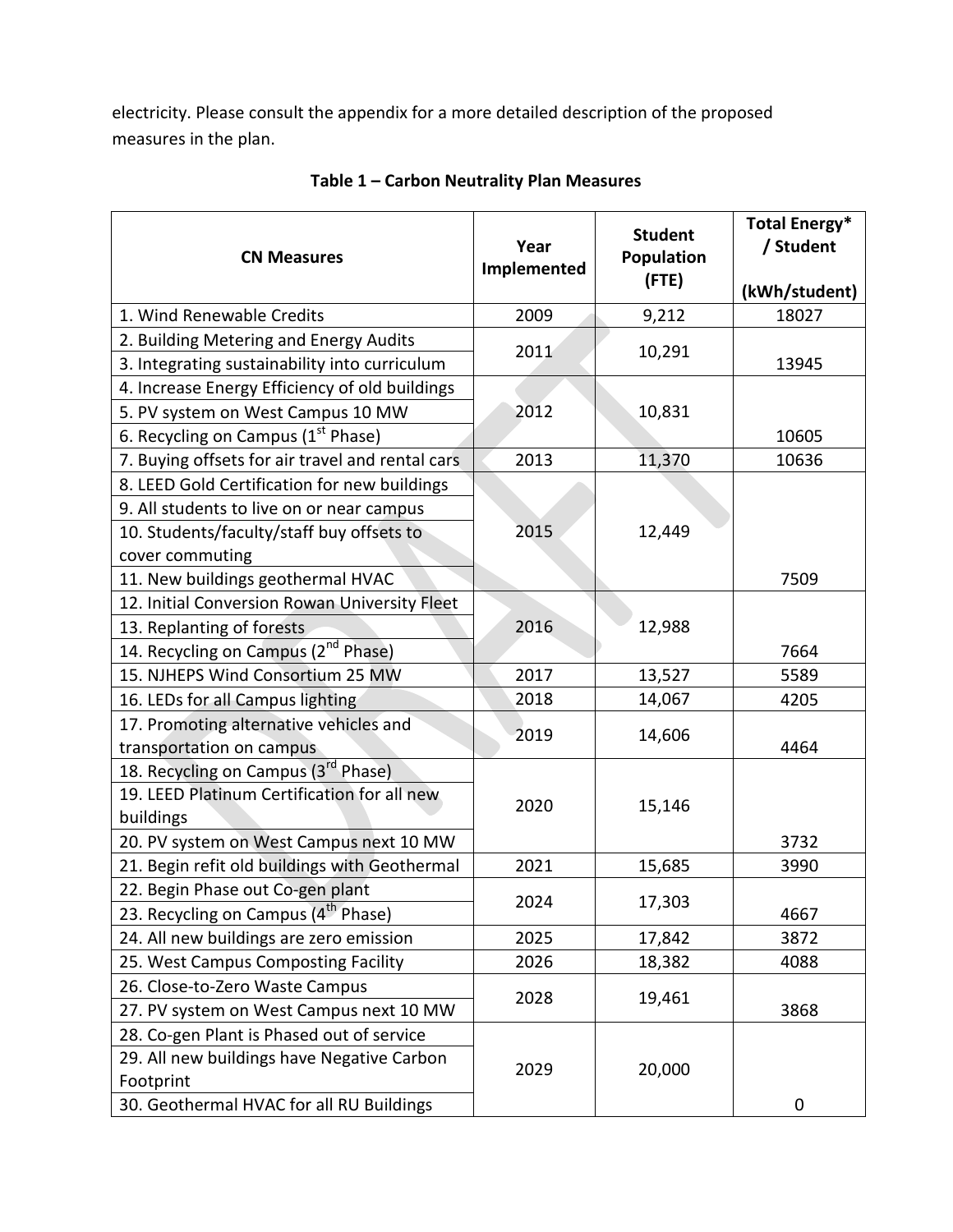electricity. Please consult the appendix for a more detailed description of the proposed measures in the plan.

**Table 1 – Carbon Neutrality Plan Measures**

| CN Measures | Year Implemented | Student Population (FTE) | Total Energy* / Student (kWh/student) |
|---|---|---|---|
| 1. Wind Renewable Credits | 2009 | 9,212 | 18027 |
| 2. Building Metering and Energy Audits | 2011 | 10,291 | |
| 3. Integrating sustainability into curriculum | | | 13945 |
| 4. Increase Energy Efficiency of old buildings | 2012 | 10,831 | |
| 5. PV system on West Campus 10 MW | | | |
| 6. Recycling on Campus (1st Phase) | | | 10605 |
| 7. Buying offsets for air travel and rental cars | 2013 | 11,370 | 10636 |
| 8. LEED Gold Certification for new buildings | 2015 | 12,449 | |
| 9. All students to live on or near campus | | | |
| 10. Students/faculty/staff buy offsets to cover commuting | | | |
| 11. New buildings geothermal HVAC | | | 7509 |
| 12. Initial Conversion Rowan University Fleet | 2016 | 12,988 | |
| 13. Replanting of forests | | | |
| 14. Recycling on Campus (2nd Phase) | | | 7664 |
| 15. NJHEPS Wind Consortium 25 MW | 2017 | 13,527 | 5589 |
| 16. LEDs for all Campus lighting | 2018 | 14,067 | 4205 |
| 17. Promoting alternative vehicles and transportation on campus | 2019 | 14,606 | 4464 |
| 18. Recycling on Campus (3rd Phase) | 2020 | 15,146 | |
| 19. LEED Platinum Certification for all new buildings | | | |
| 20. PV system on West Campus next 10 MW | | | 3732 |
| 21. Begin refit old buildings with Geothermal | 2021 | 15,685 | 3990 |
| 22. Begin Phase out Co-gen plant | 2024 | 17,303 | |
| 23. Recycling on Campus (4th Phase) | | | 4667 |
| 24. All new buildings are zero emission | 2025 | 17,842 | 3872 |
| 25. West Campus Composting Facility | 2026 | 18,382 | 4088 |
| 26. Close-to-Zero Waste Campus | 2028 | 19,461 | |
| 27. PV system on West Campus next 10 MW | | | 3868 |
| 28. Co-gen Plant is Phased out of service | 2029 | 20,000 | |
| 29. All new buildings have Negative Carbon Footprint | | | |
| 30. Geothermal HVAC for all RU Buildings | | | 0 |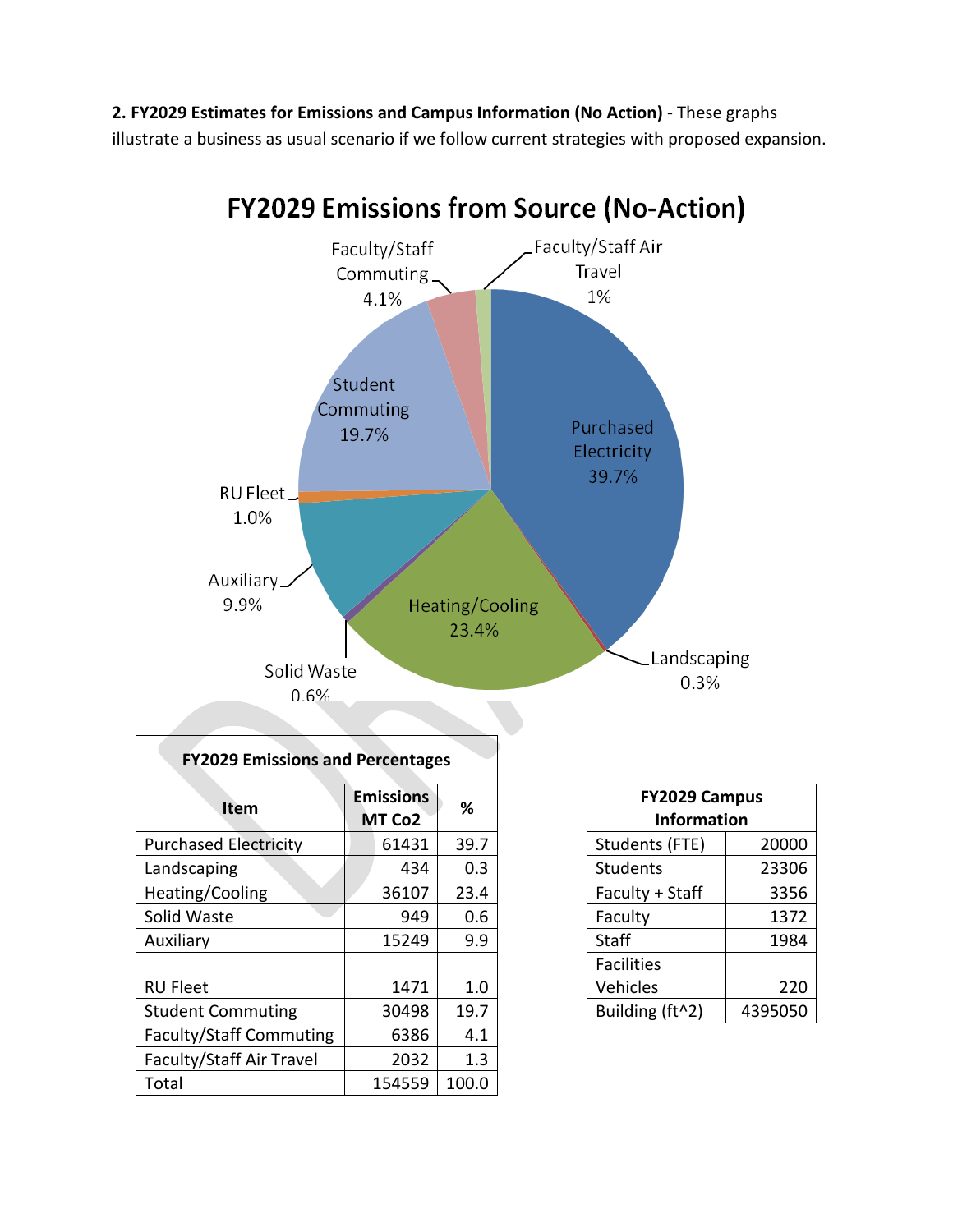**2. FY2029 Estimates for Emissions and Campus Information (No Action)** - These graphs illustrate a business as usual scenario if we follow current strategies with proposed expansion.

FY2029 Emissions from Source (No-Action)

Faculty/Staff Commuting 4.1%

Faculty/Staff Air Travel 1%

Student Commuting 19.7%

Purchased Electricity 39.7%

RU Fleet 1.0%

Auxiliary 9.9%

Heating/Cooling 23.4%

Landscaping 0.3%

Solid Waste 0.6%

| FY2029 Emissions and Percentages | | |
|---|---|---|
| Item | Emissions MT Co2 | % |
| Purchased Electricity | 61431 | 39.7 |
| Landscaping | 434 | 0.3 |
| Heating/Cooling | 36107 | 23.4 |
| Solid Waste | 949 | 0.6 |
| Auxiliary | 15249 | 9.9 |
| RU Fleet | 1471 | 1.0 |
| Student Commuting | 30498 | 19.7 |
| Faculty/Staff Commuting | 6386 | 4.1 |
| Faculty/Staff Air Travel | 2032 | 1.3 |
| Total | 154559 | 100.0 |

| FY2029 Campus Information | |
|---|---|
| Students (FTE) | 20000 |
| Students | 23306 |
| Faculty + Staff | 3356 |
| Faculty | 1372 |
| Staff | 1984 |
| Facilities Vehicles | 220 |
| Building (ft^2) | 4395050 |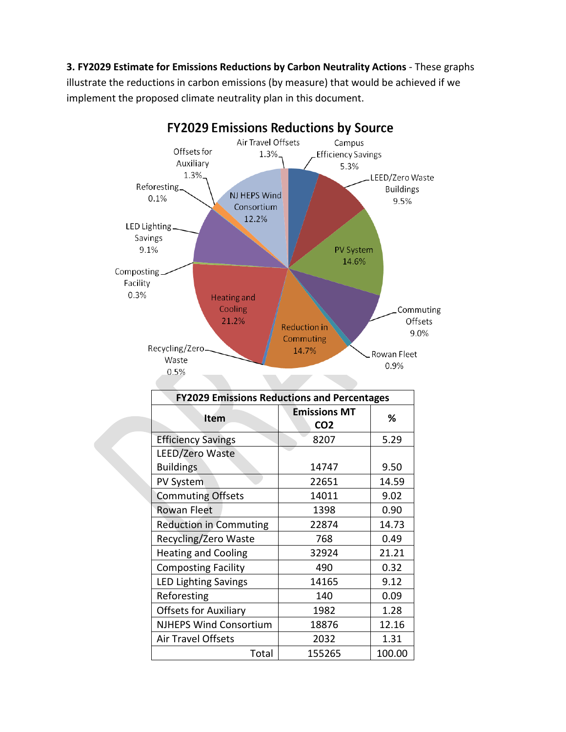**3. FY2029 Estimate for Emissions Reductions by Carbon Neutrality Actions** - These graphs illustrate the reductions in carbon emissions (by measure) that would be achieved if we implement the proposed climate neutrality plan in this document.

FY2029 Emissions Reductions by Source

Air Travel Offsets 1.3%
Campus Efficiency Savings 5.3%
Offsets for Auxiliary 1.3%
LEED/Zero Waste Buildings 9.5%
Reforesting 0.1%
NJ HEPS Wind Consortium 12.2%
LED Lighting Savings 9.1%
PV System 14.6%
Composting Facility 0.3%
Heating and Cooling 21.2%
Commuting Offsets 9.0%
Reduction in Commuting 14.7%
Recycling/Zero Waste 0.5%
Rowan Fleet 0.9%

| FY2029 Emissions Reductions and Percentages | | |
|---|---|---|
| **Item** | **Emissions MT CO2** | **%** |
| Efficiency Savings | 8207 | 5.29 |
| LEED/Zero Waste Buildings | 14747 | 9.50 |
| PV System | 22651 | 14.59 |
| Commuting Offsets | 14011 | 9.02 |
| Rowan Fleet | 1398 | 0.90 |
| Reduction in Commuting | 22874 | 14.73 |
| Recycling/Zero Waste | 768 | 0.49 |
| Heating and Cooling | 32924 | 21.21 |
| Composting Facility | 490 | 0.32 |
| LED Lighting Savings | 14165 | 9.12 |
| Reforesting | 140 | 0.09 |
| Offsets for Auxiliary | 1982 | 1.28 |
| NJHEPS Wind Consortium | 18876 | 12.16 |
| Air Travel Offsets | 2032 | 1.31 |
| Total | 155265 | 100.00 |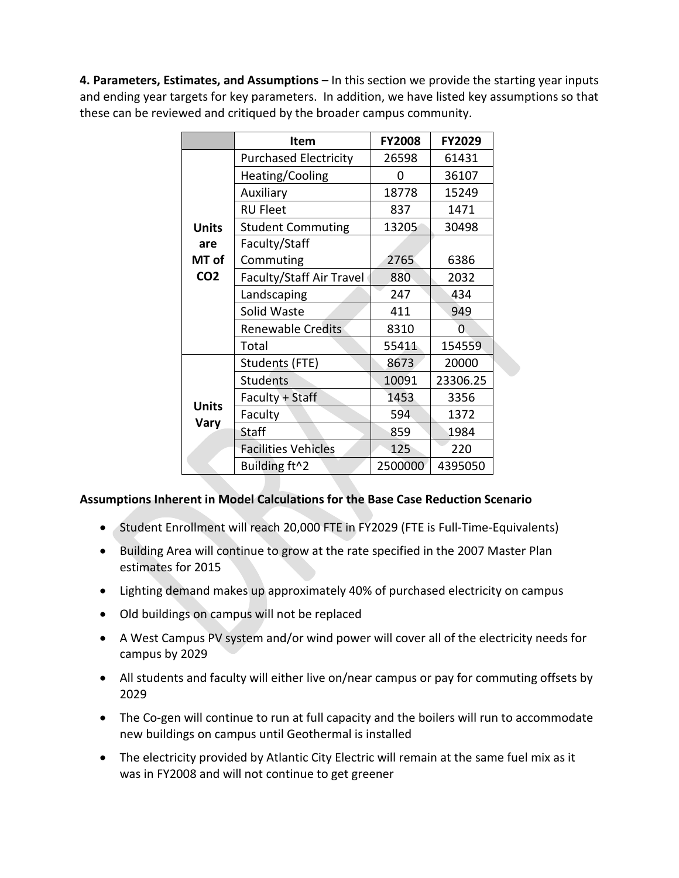**4. Parameters, Estimates, and Assumptions** – In this section we provide the starting year inputs and ending year targets for key parameters. In addition, we have listed key assumptions so that these can be reviewed and critiqued by the broader campus community.

| | Item | FY2008 | FY2029 |
|---|---|---|---|
| **Units are MT of $CO_2$** | Purchased Electricity | 26598 | 61431 |
| | Heating/Cooling | 0 | 36107 |
| | Auxiliary | 18778 | 15249 |
| | RU Fleet | 837 | 1471 |
| | Student Commuting | 13205 | 30498 |
| | Faculty/Staff Commuting | 2765 | 6386 |
| | Faculty/Staff Air Travel | 880 | 2032 |
| | Landscaping | 247 | 434 |
| | Solid Waste | 411 | 949 |
| | Renewable Credits | 8310 | 0 |
| | Total | 55411 | 154559 |
| **Units Vary** | Students (FTE) | 8673 | 20000 |
| | Students | 10091 | 23306.25 |
| | Faculty + Staff | 1453 | 3356 |
| | Faculty | 594 | 1372 |
| | Staff | 859 | 1984 |
| | Facilities Vehicles | 125 | 220 |
| | Building ft^2 | 2500000 | 4395050 |

**Assumptions Inherent in Model Calculations for the Base Case Reduction Scenario**

- Student Enrollment will reach 20,000 FTE in FY2029 (FTE is Full-Time-Equivalents)
- Building Area will continue to grow at the rate specified in the 2007 Master Plan estimates for 2015
- Lighting demand makes up approximately 40% of purchased electricity on campus
- Old buildings on campus will not be replaced
- A West Campus PV system and/or wind power will cover all of the electricity needs for campus by 2029
- All students and faculty will either live on/near campus or pay for commuting offsets by 2029
- The Co-gen will continue to run at full capacity and the boilers will run to accommodate new buildings on campus until Geothermal is installed
- The electricity provided by Atlantic City Electric will remain at the same fuel mix as it was in FY2008 and will not continue to get greener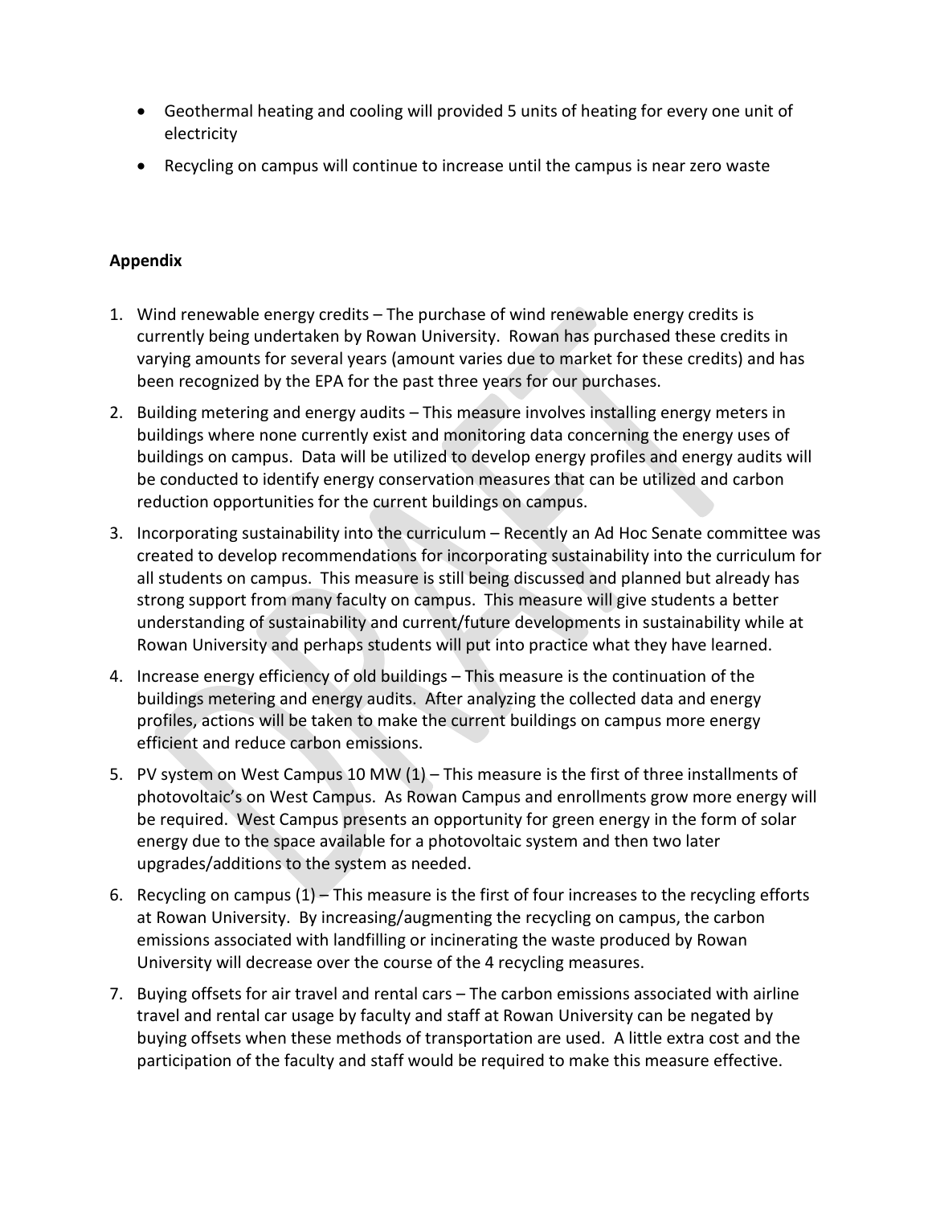- Geothermal heating and cooling will provided 5 units of heating for every one unit of electricity
- Recycling on campus will continue to increase until the campus is near zero waste

**Appendix**

1. Wind renewable energy credits – The purchase of wind renewable energy credits is currently being undertaken by Rowan University. Rowan has purchased these credits in varying amounts for several years (amount varies due to market for these credits) and has been recognized by the EPA for the past three years for our purchases.
2. Building metering and energy audits – This measure involves installing energy meters in buildings where none currently exist and monitoring data concerning the energy uses of buildings on campus. Data will be utilized to develop energy profiles and energy audits will be conducted to identify energy conservation measures that can be utilized and carbon reduction opportunities for the current buildings on campus.
3. Incorporating sustainability into the curriculum – Recently an Ad Hoc Senate committee was created to develop recommendations for incorporating sustainability into the curriculum for all students on campus. This measure is still being discussed and planned but already has strong support from many faculty on campus. This measure will give students a better understanding of sustainability and current/future developments in sustainability while at Rowan University and perhaps students will put into practice what they have learned.
4. Increase energy efficiency of old buildings – This measure is the continuation of the buildings metering and energy audits. After analyzing the collected data and energy profiles, actions will be taken to make the current buildings on campus more energy efficient and reduce carbon emissions.
5. PV system on West Campus 10 MW (1) – This measure is the first of three installments of photovoltaic's on West Campus. As Rowan Campus and enrollments grow more energy will be required. West Campus presents an opportunity for green energy in the form of solar energy due to the space available for a photovoltaic system and then two later upgrades/additions to the system as needed.
6. Recycling on campus (1) – This measure is the first of four increases to the recycling efforts at Rowan University. By increasing/augmenting the recycling on campus, the carbon emissions associated with landfilling or incinerating the waste produced by Rowan University will decrease over the course of the 4 recycling measures.
7. Buying offsets for air travel and rental cars – The carbon emissions associated with airline travel and rental car usage by faculty and staff at Rowan University can be negated by buying offsets when these methods of transportation are used. A little extra cost and the participation of the faculty and staff would be required to make this measure effective.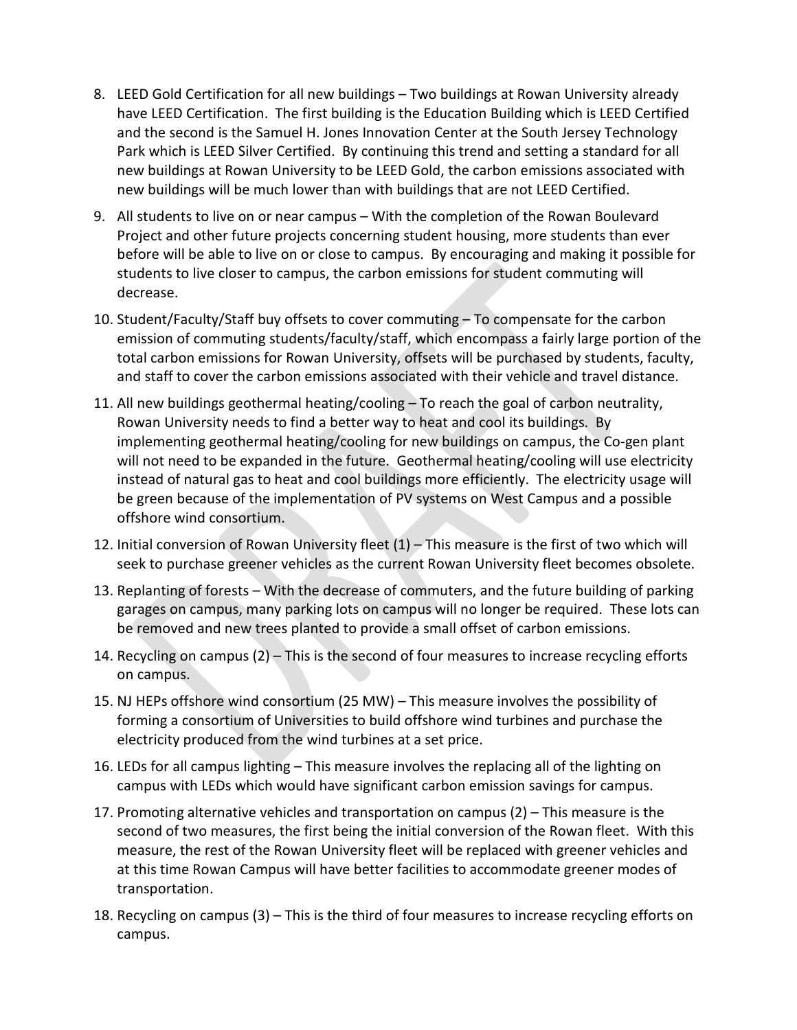8. LEED Gold Certification for all new buildings – Two buildings at Rowan University already have LEED Certification. The first building is the Education Building which is LEED Certified and the second is the Samuel H. Jones Innovation Center at the South Jersey Technology Park which is LEED Silver Certified. By continuing this trend and setting a standard for all new buildings at Rowan University to be LEED Gold, the carbon emissions associated with new buildings will be much lower than with buildings that are not LEED Certified.
9. All students to live on or near campus – With the completion of the Rowan Boulevard Project and other future projects concerning student housing, more students than ever before will be able to live on or close to campus. By encouraging and making it possible for students to live closer to campus, the carbon emissions for student commuting will decrease.
10. Student/Faculty/Staff buy offsets to cover commuting – To compensate for the carbon emission of commuting students/faculty/staff, which encompass a fairly large portion of the total carbon emissions for Rowan University, offsets will be purchased by students, faculty, and staff to cover the carbon emissions associated with their vehicle and travel distance.
11. All new buildings geothermal heating/cooling – To reach the goal of carbon neutrality, Rowan University needs to find a better way to heat and cool its buildings. By implementing geothermal heating/cooling for new buildings on campus, the Co-gen plant will not need to be expanded in the future. Geothermal heating/cooling will use electricity instead of natural gas to heat and cool buildings more efficiently. The electricity usage will be green because of the implementation of PV systems on West Campus and a possible offshore wind consortium.
12. Initial conversion of Rowan University fleet (1) – This measure is the first of two which will seek to purchase greener vehicles as the current Rowan University fleet becomes obsolete.
13. Replanting of forests – With the decrease of commuters, and the future building of parking garages on campus, many parking lots on campus will no longer be required. These lots can be removed and new trees planted to provide a small offset of carbon emissions.
14. Recycling on campus (2) – This is the second of four measures to increase recycling efforts on campus.
15. NJ HEPs offshore wind consortium (25 MW) – This measure involves the possibility of forming a consortium of Universities to build offshore wind turbines and purchase the electricity produced from the wind turbines at a set price.
16. LEDs for all campus lighting – This measure involves the replacing all of the lighting on campus with LEDs which would have significant carbon emission savings for campus.
17. Promoting alternative vehicles and transportation on campus (2) – This measure is the second of two measures, the first being the initial conversion of the Rowan fleet. With this measure, the rest of the Rowan University fleet will be replaced with greener vehicles and at this time Rowan Campus will have better facilities to accommodate greener modes of transportation.
18. Recycling on campus (3) – This is the third of four measures to increase recycling efforts on campus.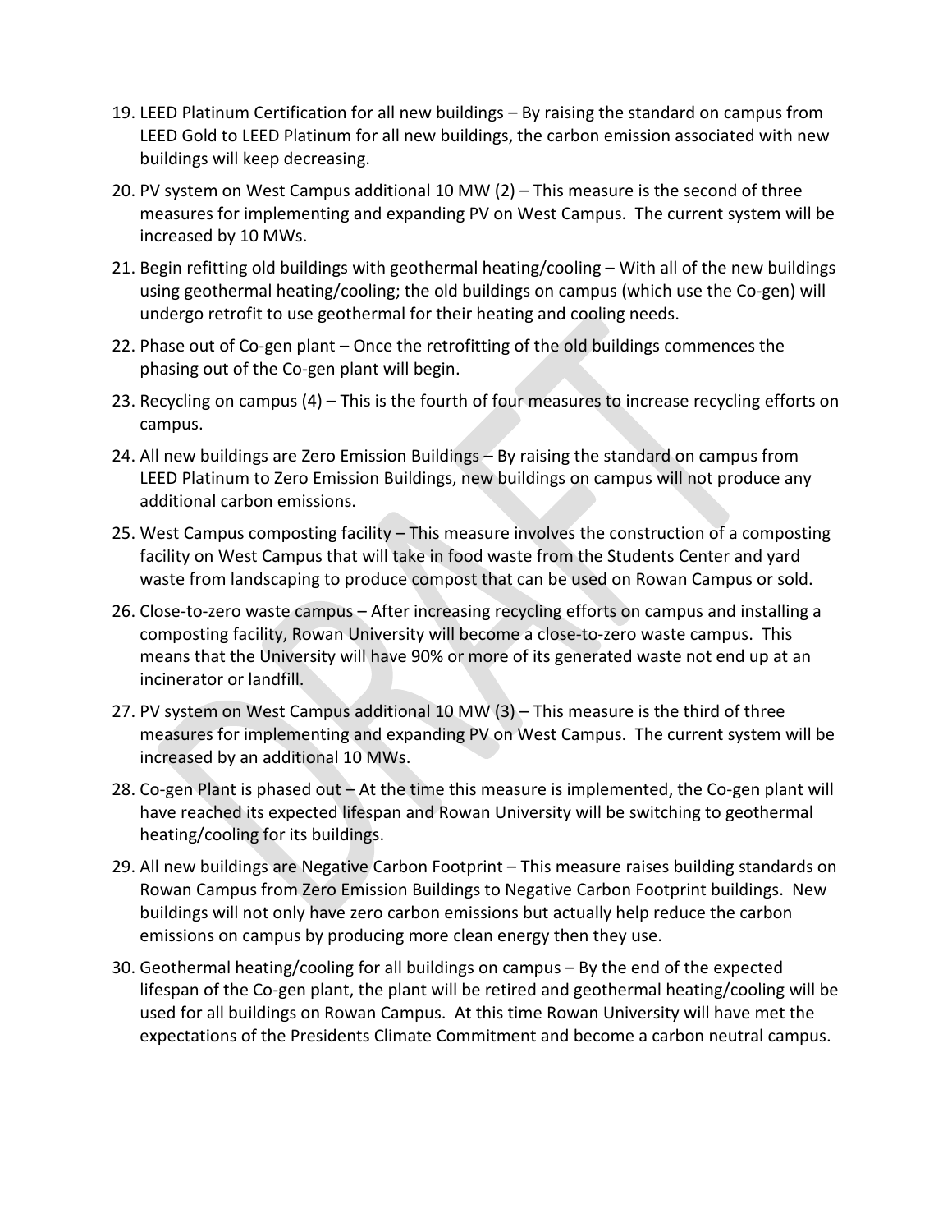19. LEED Platinum Certification for all new buildings – By raising the standard on campus from LEED Gold to LEED Platinum for all new buildings, the carbon emission associated with new buildings will keep decreasing.
20. PV system on West Campus additional 10 MW (2) – This measure is the second of three measures for implementing and expanding PV on West Campus. The current system will be increased by 10 MWs.
21. Begin refitting old buildings with geothermal heating/cooling – With all of the new buildings using geothermal heating/cooling; the old buildings on campus (which use the Co-gen) will undergo retrofit to use geothermal for their heating and cooling needs.
22. Phase out of Co-gen plant – Once the retrofitting of the old buildings commences the phasing out of the Co-gen plant will begin.
23. Recycling on campus (4) – This is the fourth of four measures to increase recycling efforts on campus.
24. All new buildings are Zero Emission Buildings – By raising the standard on campus from LEED Platinum to Zero Emission Buildings, new buildings on campus will not produce any additional carbon emissions.
25. West Campus composting facility – This measure involves the construction of a composting facility on West Campus that will take in food waste from the Students Center and yard waste from landscaping to produce compost that can be used on Rowan Campus or sold.
26. Close-to-zero waste campus – After increasing recycling efforts on campus and installing a composting facility, Rowan University will become a close-to-zero waste campus. This means that the University will have 90% or more of its generated waste not end up at an incinerator or landfill.
27. PV system on West Campus additional 10 MW (3) – This measure is the third of three measures for implementing and expanding PV on West Campus. The current system will be increased by an additional 10 MWs.
28. Co-gen Plant is phased out – At the time this measure is implemented, the Co-gen plant will have reached its expected lifespan and Rowan University will be switching to geothermal heating/cooling for its buildings.
29. All new buildings are Negative Carbon Footprint – This measure raises building standards on Rowan Campus from Zero Emission Buildings to Negative Carbon Footprint buildings. New buildings will not only have zero carbon emissions but actually help reduce the carbon emissions on campus by producing more clean energy then they use.
30. Geothermal heating/cooling for all buildings on campus – By the end of the expected lifespan of the Co-gen plant, the plant will be retired and geothermal heating/cooling will be used for all buildings on Rowan Campus. At this time Rowan University will have met the expectations of the Presidents Climate Commitment and become a carbon neutral campus.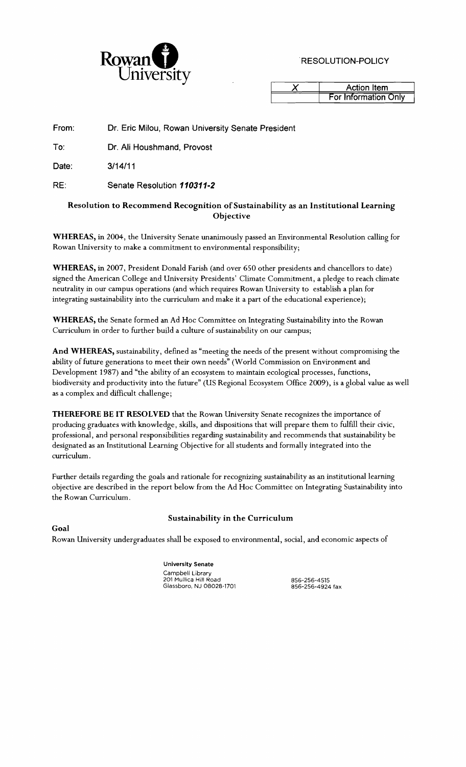RESOLUTION-POLICY

| | |
|---|---|
| X | Action Item |
| | For Information Only |

From: Dr. Eric Milou, Rowan University Senate President

To: Dr. Ali Houshmand, Provost

Date: 3/14/11

RE: Senate Resolution ***110311-2***

## Resolution to Recommend Recognition of Sustainability as an Institutional Learning Objective

**WHEREAS,** in 2004, the University Senate unanimously passed an Environmental Resolution calling for Rowan University to make a commitment to environmental responsibility;

**WHEREAS,** in 2007, President Donald Farish (and over 650 other presidents and chancellors to date) signed the American College and University Presidents' Climate Commitment, a pledge to reach climate neutrality in our campus operations (and which requires Rowan University to establish a plan for integrating sustainability into the curriculum and make it a part of the educational experience);

**WHEREAS,** the Senate formed an Ad Hoc Committee on Integrating Sustainability into the Rowan Curriculum in order to further build a culture of sustainability on our campus;

**And WHEREAS,** sustainability, defined as "meeting the needs of the present without compromising the ability of future generations to meet their own needs" (World Commission on Environment and Development 1987) and "the ability of an ecosystem to maintain ecological processes, functions, biodiversity and productivity into the future" (US Regional Ecosystem Office 2009), is a global value as well as a complex and difficult challenge;

**THEREFORE BE IT RESOLVED** that the Rowan University Senate recognizes the importance of producing graduates with knowledge, skills, and dispositions that will prepare them to fulfill their civic, professional, and personal responsibilities regarding sustainability and recommends that sustainability be designated as an Institutional Learning Objective for all students and formally integrated into the curriculum.

Further details regarding the goals and rationale for recognizing sustainability as an institutional learning objective are described in the report below from the Ad Hoc Committee on Integrating Sustainability into the Rowan Curriculum.

### Sustainability in the Curriculum

**Goal**

Rowan University undergraduates shall be exposed to environmental, social, and economic aspects of

**University Senate**
Campbell Library
201 Mullica Hill Road
Glassboro, NJ 08028-1701
856-256-4515
856-256-4924 fax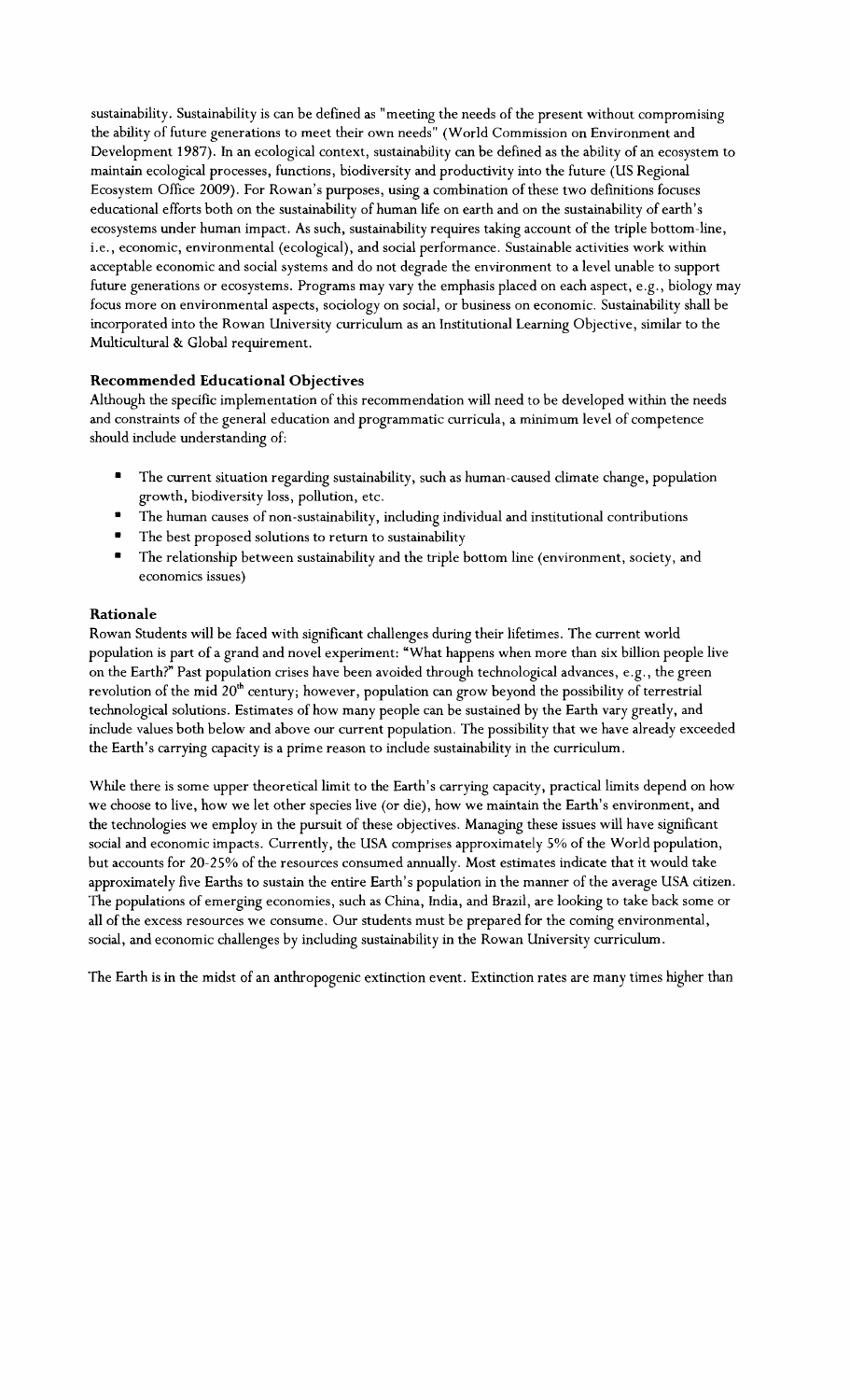sustainability. Sustainability is can be defined as "meeting the needs of the present without compromising the ability of future generations to meet their own needs" (World Commission on Environment and Development 1987). In an ecological context, sustainability can be defined as the ability of an ecosystem to maintain ecological processes, functions, biodiversity and productivity into the future (US Regional Ecosystem Office 2009). For Rowan's purposes, using a combination of these two definitions focuses educational efforts both on the sustainability of human life on earth and on the sustainability of earth's ecosystems under human impact. As such, sustainability requires taking account of the triple bottom-line, i.e., economic, environmental (ecological), and social performance. Sustainable activities work within acceptable economic and social systems and do not degrade the environment to a level unable to support future generations or ecosystems. Programs may vary the emphasis placed on each aspect, e.g., biology may focus more on environmental aspects, sociology on social, or business on economic. Sustainability shall be incorporated into the Rowan University curriculum as an Institutional Learning Objective, similar to the Multicultural & Global requirement.

### Recommended Educational Objectives

Although the specific implementation of this recommendation will need to be developed within the needs and constraints of the general education and programmatic curricula, a minimum level of competence should include understanding of:

- The current situation regarding sustainability, such as human-caused climate change, population growth, biodiversity loss, pollution, etc.
- The human causes of non-sustainability, including individual and institutional contributions
- The best proposed solutions to return to sustainability
- The relationship between sustainability and the triple bottom line (environment, society, and economics issues)

### Rationale

Rowan Students will be faced with significant challenges during their lifetimes. The current world population is part of a grand and novel experiment: "What happens when more than six billion people live on the Earth?" Past population crises have been avoided through technological advances, e.g., the green revolution of the mid 20th century; however, population can grow beyond the possibility of terrestrial technological solutions. Estimates of how many people can be sustained by the Earth vary greatly, and include values both below and above our current population. The possibility that we have already exceeded the Earth's carrying capacity is a prime reason to include sustainability in the curriculum.

While there is some upper theoretical limit to the Earth's carrying capacity, practical limits depend on how we choose to live, how we let other species live (or die), how we maintain the Earth's environment, and the technologies we employ in the pursuit of these objectives. Managing these issues will have significant social and economic impacts. Currently, the USA comprises approximately 5% of the World population, but accounts for 20-25% of the resources consumed annually. Most estimates indicate that it would take approximately five Earths to sustain the entire Earth's population in the manner of the average USA citizen. The populations of emerging economies, such as China, India, and Brazil, are looking to take back some or all of the excess resources we consume. Our students must be prepared for the coming environmental, social, and economic challenges by including sustainability in the Rowan University curriculum.

The Earth is in the midst of an anthropogenic extinction event. Extinction rates are many times higher than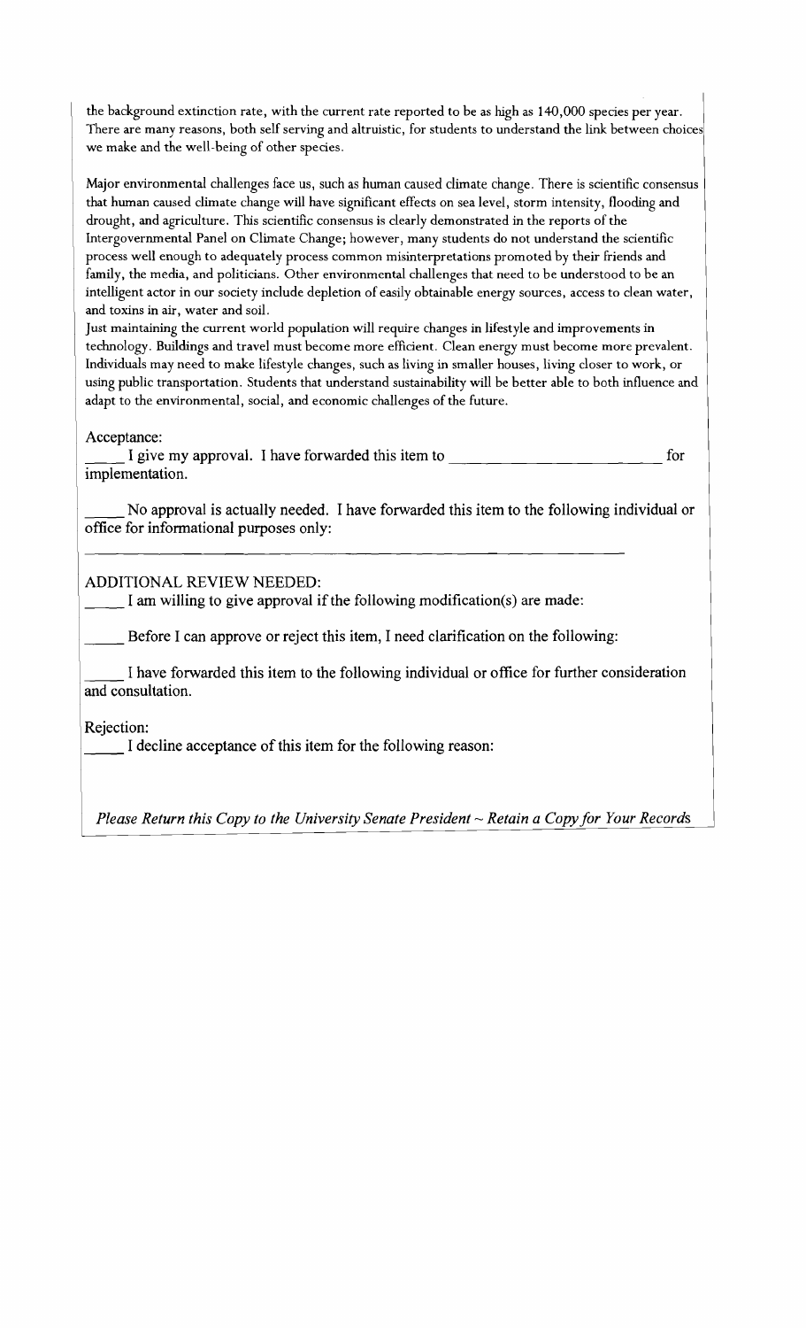the background extinction rate, with the current rate reported to be as high as 140,000 species per year. There are many reasons, both self serving and altruistic, for students to understand the link between choices we make and the well-being of other species.

Major environmental challenges face us, such as human caused climate change. There is scientific consensus that human caused climate change will have significant effects on sea level, storm intensity, flooding and drought, and agriculture. This scientific consensus is clearly demonstrated in the reports of the Intergovernmental Panel on Climate Change; however, many students do not understand the scientific process well enough to adequately process common misinterpretations promoted by their friends and family, the media, and politicians. Other environmental challenges that need to be understood to be an intelligent actor in our society include depletion of easily obtainable energy sources, access to clean water, and toxins in air, water and soil.

Just maintaining the current world population will require changes in lifestyle and improvements in technology. Buildings and travel must become more efficient. Clean energy must become more prevalent. Individuals may need to make lifestyle changes, such as living in smaller houses, living closer to work, or using public transportation. Students that understand sustainability will be better able to both influence and adapt to the environmental, social, and economic challenges of the future.

Acceptance:

_____ I give my approval. I have forwarded this item to _______________________ for implementation.

_____ No approval is actually needed. I have forwarded this item to the following individual or office for informational purposes only:

___________________________________________________________

ADDITIONAL REVIEW NEEDED:

_____ I am willing to give approval if the following modification(s) are made:

_____ Before I can approve or reject this item, I need clarification on the following:

_____ I have forwarded this item to the following individual or office for further consideration and consultation.

Rejection:

_____ I decline acceptance of this item for the following reason:

*Please Return this Copy to the University Senate President ~ Retain a Copy for Your Records*